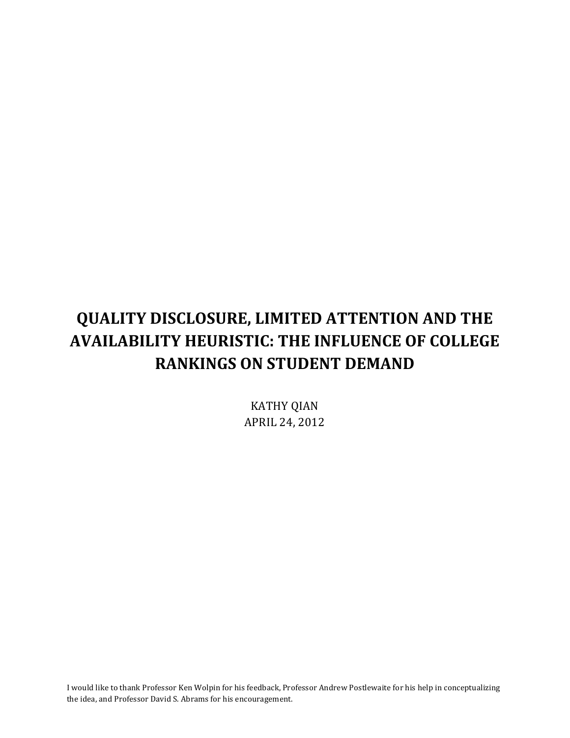# QUALITY DISCLOSURE, LIMITED ATTENTION AND THE AVAILABILITY HEURISTIC: THE INFLUENCE OF COLLEGE RANKINGS ON STUDENT DEMAND

KATHY QIAN

APRIL 24, 2012

I would like to thank Professor Ken Wolpin for his feedback, Professor Andrew Postlewaite for his help in conceptualizing the idea, and Professor David S. Abrams for his encouragement.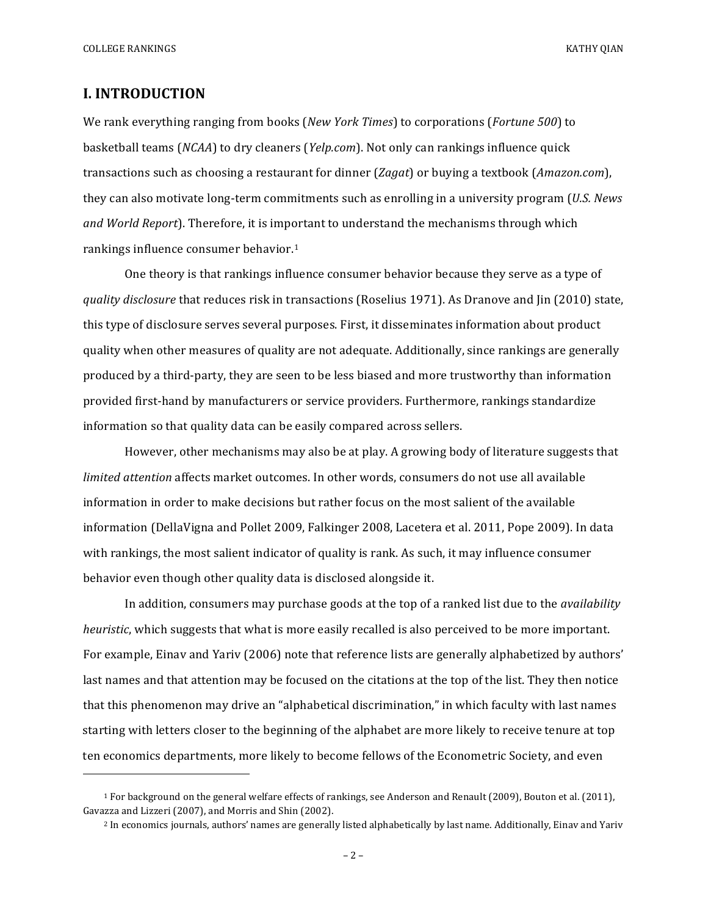## I. INTRODUCTION

We rank everything ranging from books (*New York Times*) to corporations (*Fortune 500*) to basketball teams (*NCAA*) to dry cleaners (*Yelp.com*). Not only can rankings influence quick transactions such as choosing a restaurant for dinner (*Zagat*) or buying a textbook (*Amazon.com*), they can also motivate long-term commitments such as enrolling in a university program (*U.S. News and World Report*). Therefore, it is important to understand the mechanisms through which rankings influence consumer behavior.[1]

One theory is that rankings influence consumer behavior because they serve as a type of *quality disclosure* that reduces risk in transactions (Roselius 1971). As Dranove and Jin (2010) state, this type of disclosure serves several purposes. First, it disseminates information about product quality when other measures of quality are not adequate. Additionally, since rankings are generally produced by a third-party, they are seen to be less biased and more trustworthy than information provided first-hand by manufacturers or service providers. Furthermore, rankings standardize information so that quality data can be easily compared across sellers.

However, other mechanisms may also be at play. A growing body of literature suggests that *limited attention* affects market outcomes. In other words, consumers do not use all available information in order to make decisions but rather focus on the most salient of the available information (DellaVigna and Pollet 2009, Falkinger 2008, Lacetera et al. 2011, Pope 2009). In data with rankings, the most salient indicator of quality is rank. As such, it may influence consumer behavior even though other quality data is disclosed alongside it.

In addition, consumers may purchase goods at the top of a ranked list due to the *availability heuristic*, which suggests that what is more easily recalled is also perceived to be more important. For example, Einav and Yariv (2006) note that reference lists are generally alphabetized by authors' last names and that attention may be focused on the citations at the top of the list. They then notice that this phenomenon may drive an "alphabetical discrimination," in which faculty with last names starting with letters closer to the beginning of the alphabet are more likely to receive tenure at top ten economics departments, more likely to become fellows of the Econometric Society, and even

---

[1] For background on the general welfare effects of rankings, see Anderson and Renault (2009), Bouton et al. (2011), Gavazza and Lizzeri (2007), and Morris and Shin (2002).

[2] In economics journals, authors' names are generally listed alphabetically by last name. Additionally, Einav and Yariv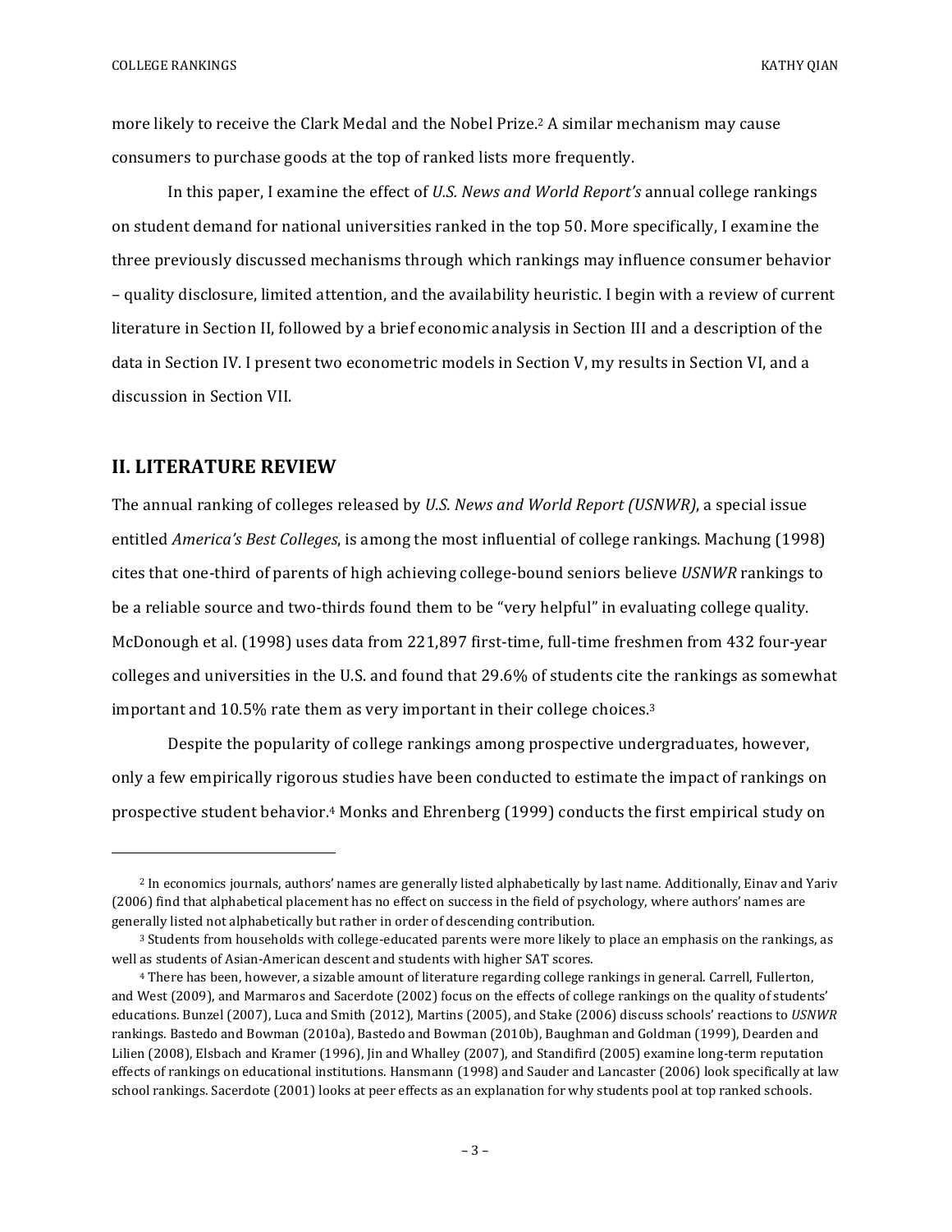more likely to receive the Clark Medal and the Nobel Prize.[2] A similar mechanism may cause consumers to purchase goods at the top of ranked lists more frequently.

In this paper, I examine the effect of *U.S. News and World Report's* annual college rankings on student demand for national universities ranked in the top 50. More specifically, I examine the three previously discussed mechanisms through which rankings may influence consumer behavior – quality disclosure, limited attention, and the availability heuristic. I begin with a review of current literature in Section II, followed by a brief economic analysis in Section III and a description of the data in Section IV. I present two econometric models in Section V, my results in Section VI, and a discussion in Section VII.

## II. LITERATURE REVIEW

The annual ranking of colleges released by *U.S. News and World Report (USNWR)*, a special issue entitled *America's Best Colleges*, is among the most influential of college rankings. Machung (1998) cites that one-third of parents of high achieving college-bound seniors believe *USNWR* rankings to be a reliable source and two-thirds found them to be "very helpful" in evaluating college quality. McDonough et al. (1998) uses data from 221,897 first-time, full-time freshmen from 432 four-year colleges and universities in the U.S. and found that 29.6% of students cite the rankings as somewhat important and 10.5% rate them as very important in their college choices.[3]

Despite the popularity of college rankings among prospective undergraduates, however, only a few empirically rigorous studies have been conducted to estimate the impact of rankings on prospective student behavior.[4] Monks and Ehrenberg (1999) conducts the first empirical study on

---

[2] In economics journals, authors' names are generally listed alphabetically by last name. Additionally, Einav and Yariv (2006) find that alphabetical placement has no effect on success in the field of psychology, where authors' names are generally listed not alphabetically but rather in order of descending contribution.

[3] Students from households with college-educated parents were more likely to place an emphasis on the rankings, as well as students of Asian-American descent and students with higher SAT scores.

[4] There has been, however, a sizable amount of literature regarding college rankings in general. Carrell, Fullerton, and West (2009), and Marmaros and Sacerdote (2002) focus on the effects of college rankings on the quality of students' educations. Bunzel (2007), Luca and Smith (2012), Martins (2005), and Stake (2006) discuss schools' reactions to *USNWR* rankings. Bastedo and Bowman (2010a), Bastedo and Bowman (2010b), Baughman and Goldman (1999), Dearden and Lilien (2008), Elsbach and Kramer (1996), Jin and Whalley (2007), and Standifird (2005) examine long-term reputation effects of rankings on educational institutions. Hansmann (1998) and Sauder and Lancaster (2006) look specifically at law school rankings. Sacerdote (2001) looks at peer effects as an explanation for why students pool at top ranked schools.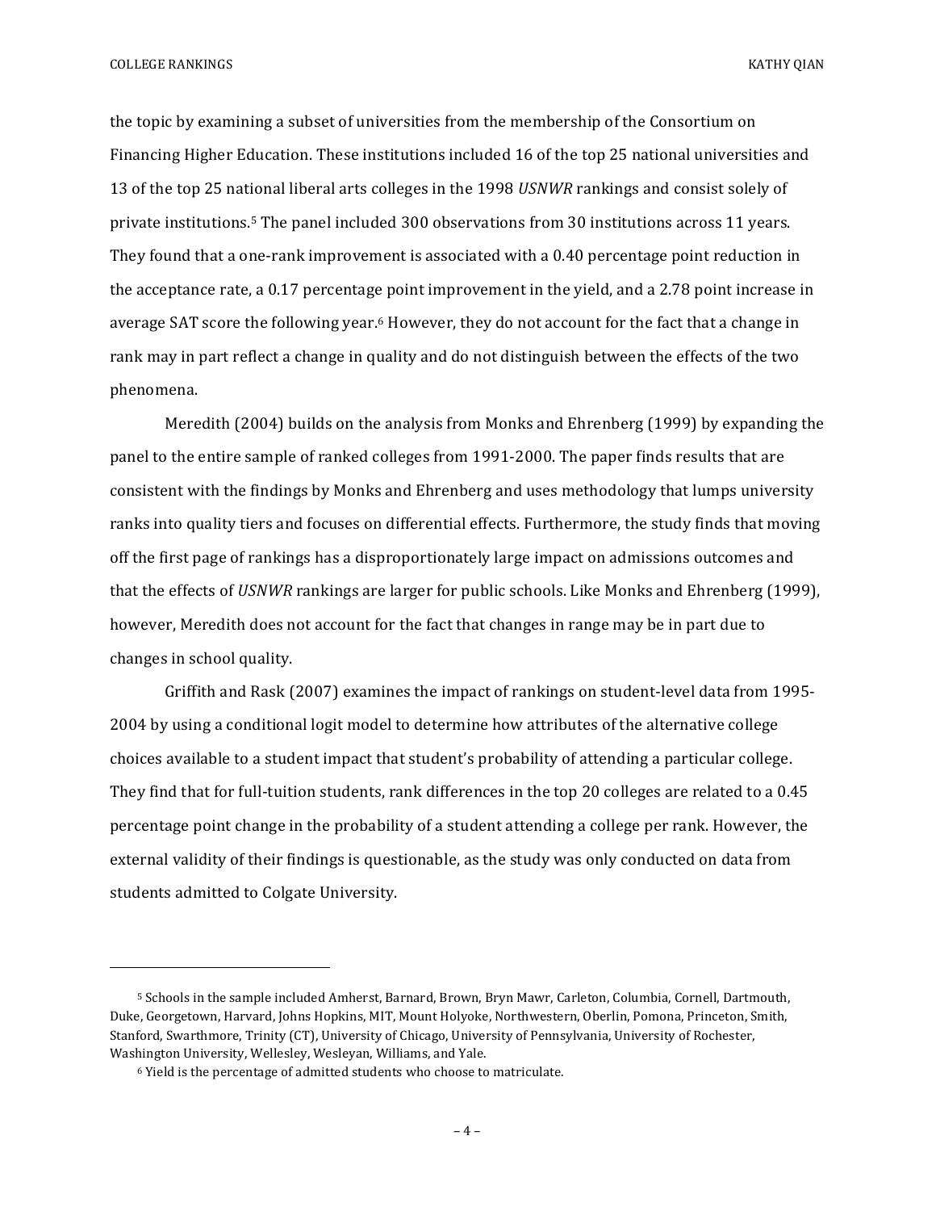the topic by examining a subset of universities from the membership of the Consortium on Financing Higher Education. These institutions included 16 of the top 25 national universities and 13 of the top 25 national liberal arts colleges in the 1998 *USNWR* rankings and consist solely of private institutions.[5] The panel included 300 observations from 30 institutions across 11 years. They found that a one-rank improvement is associated with a 0.40 percentage point reduction in the acceptance rate, a 0.17 percentage point improvement in the yield, and a 2.78 point increase in average SAT score the following year.[6] However, they do not account for the fact that a change in rank may in part reflect a change in quality and do not distinguish between the effects of the two phenomena.

Meredith (2004) builds on the analysis from Monks and Ehrenberg (1999) by expanding the panel to the entire sample of ranked colleges from 1991-2000. The paper finds results that are consistent with the findings by Monks and Ehrenberg and uses methodology that lumps university ranks into quality tiers and focuses on differential effects. Furthermore, the study finds that moving off the first page of rankings has a disproportionately large impact on admissions outcomes and that the effects of *USNWR* rankings are larger for public schools. Like Monks and Ehrenberg (1999), however, Meredith does not account for the fact that changes in range may be in part due to changes in school quality.

Griffith and Rask (2007) examines the impact of rankings on student-level data from 1995-2004 by using a conditional logit model to determine how attributes of the alternative college choices available to a student impact that student's probability of attending a particular college. They find that for full-tuition students, rank differences in the top 20 colleges are related to a 0.45 percentage point change in the probability of a student attending a college per rank. However, the external validity of their findings is questionable, as the study was only conducted on data from students admitted to Colgate University.

---

[5] Schools in the sample included Amherst, Barnard, Brown, Bryn Mawr, Carleton, Columbia, Cornell, Dartmouth, Duke, Georgetown, Harvard, Johns Hopkins, MIT, Mount Holyoke, Northwestern, Oberlin, Pomona, Princeton, Smith, Stanford, Swarthmore, Trinity (CT), University of Chicago, University of Pennsylvania, University of Rochester, Washington University, Wellesley, Wesleyan, Williams, and Yale.

[6] Yield is the percentage of admitted students who choose to matriculate.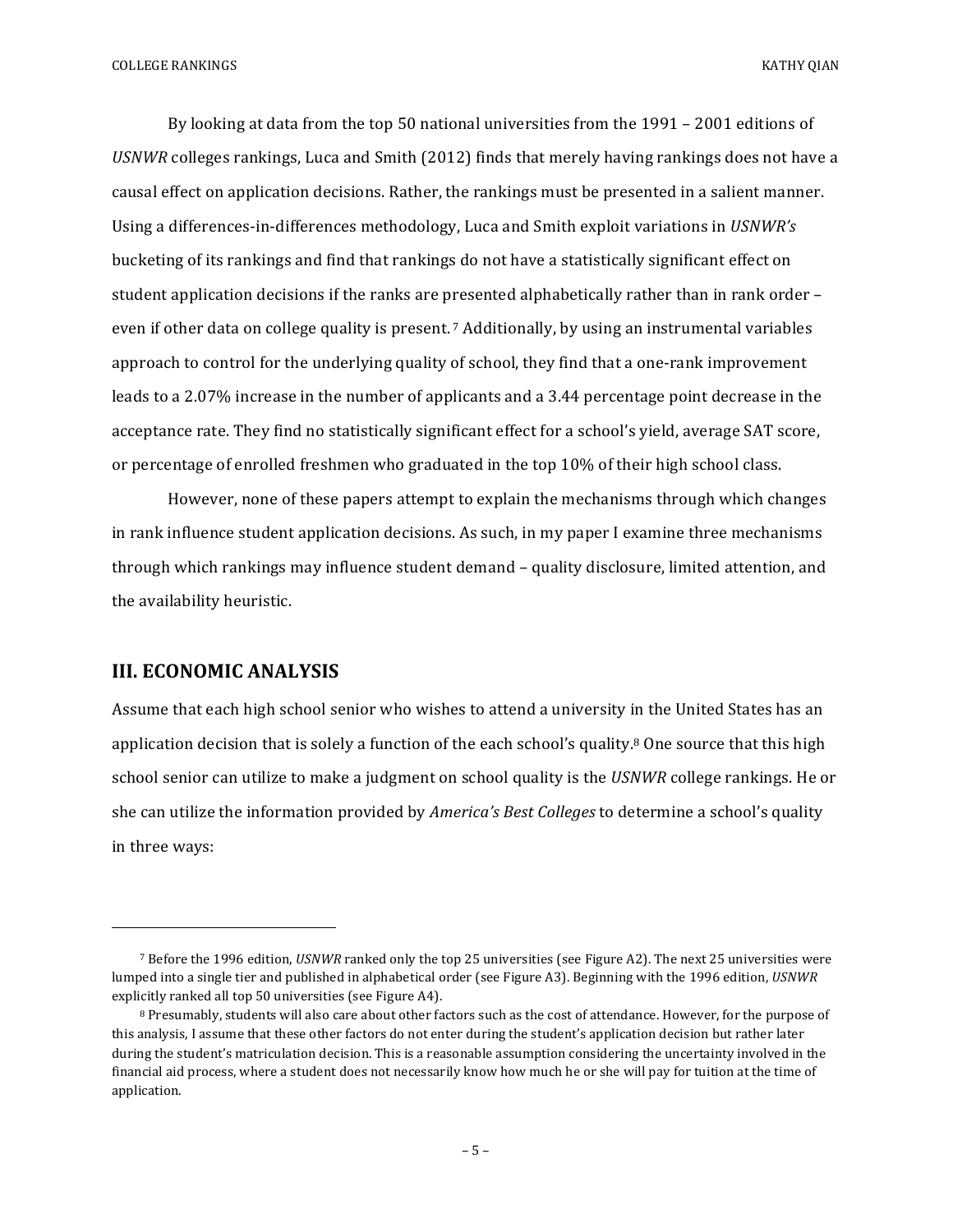By looking at data from the top 50 national universities from the 1991 – 2001 editions of *USNWR* colleges rankings, Luca and Smith (2012) finds that merely having rankings does not have a causal effect on application decisions. Rather, the rankings must be presented in a salient manner. Using a differences-in-differences methodology, Luca and Smith exploit variations in *USNWR's* bucketing of its rankings and find that rankings do not have a statistically significant effect on student application decisions if the ranks are presented alphabetically rather than in rank order – even if other data on college quality is present. [7] Additionally, by using an instrumental variables approach to control for the underlying quality of school, they find that a one-rank improvement leads to a 2.07% increase in the number of applicants and a 3.44 percentage point decrease in the acceptance rate. They find no statistically significant effect for a school's yield, average SAT score, or percentage of enrolled freshmen who graduated in the top 10% of their high school class.

However, none of these papers attempt to explain the mechanisms through which changes in rank influence student application decisions. As such, in my paper I examine three mechanisms through which rankings may influence student demand – quality disclosure, limited attention, and the availability heuristic.

## III. ECONOMIC ANALYSIS

Assume that each high school senior who wishes to attend a university in the United States has an application decision that is solely a function of the each school's quality.[8] One source that this high school senior can utilize to make a judgment on school quality is the *USNWR* college rankings. He or she can utilize the information provided by *America's Best Colleges* to determine a school's quality in three ways:

---

[7] Before the 1996 edition, *USNWR* ranked only the top 25 universities (see Figure A2). The next 25 universities were lumped into a single tier and published in alphabetical order (see Figure A3). Beginning with the 1996 edition, *USNWR* explicitly ranked all top 50 universities (see Figure A4).

[8] Presumably, students will also care about other factors such as the cost of attendance. However, for the purpose of this analysis, I assume that these other factors do not enter during the student's application decision but rather later during the student's matriculation decision. This is a reasonable assumption considering the uncertainty involved in the financial aid process, where a student does not necessarily know how much he or she will pay for tuition at the time of application.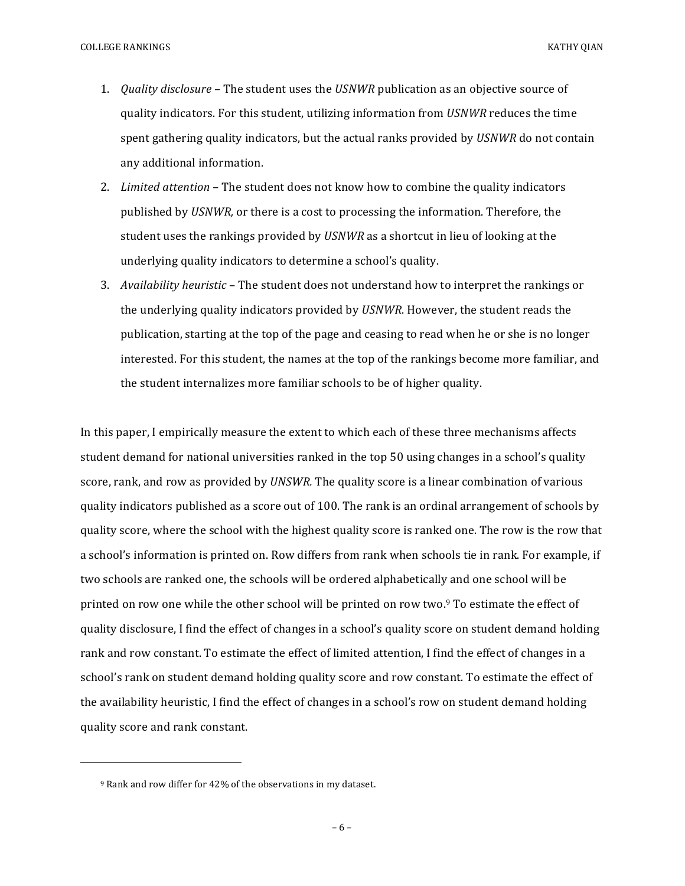1. *Quality disclosure* – The student uses the *USNWR* publication as an objective source of quality indicators. For this student, utilizing information from *USNWR* reduces the time spent gathering quality indicators, but the actual ranks provided by *USNWR* do not contain any additional information.
2. *Limited attention* – The student does not know how to combine the quality indicators published by *USNWR,* or there is a cost to processing the information. Therefore, the student uses the rankings provided by *USNWR* as a shortcut in lieu of looking at the underlying quality indicators to determine a school's quality.
3. *Availability heuristic* – The student does not understand how to interpret the rankings or the underlying quality indicators provided by *USNWR*. However, the student reads the publication, starting at the top of the page and ceasing to read when he or she is no longer interested. For this student, the names at the top of the rankings become more familiar, and the student internalizes more familiar schools to be of higher quality.

In this paper, I empirically measure the extent to which each of these three mechanisms affects student demand for national universities ranked in the top 50 using changes in a school's quality score, rank, and row as provided by *UNSWR.* The quality score is a linear combination of various quality indicators published as a score out of 100. The rank is an ordinal arrangement of schools by quality score, where the school with the highest quality score is ranked one. The row is the row that a school's information is printed on. Row differs from rank when schools tie in rank. For example, if two schools are ranked one, the schools will be ordered alphabetically and one school will be printed on row one while the other school will be printed on row two.[9] To estimate the effect of quality disclosure, I find the effect of changes in a school's quality score on student demand holding rank and row constant. To estimate the effect of limited attention, I find the effect of changes in a school's rank on student demand holding quality score and row constant. To estimate the effect of the availability heuristic, I find the effect of changes in a school's row on student demand holding quality score and rank constant.

---

[9] Rank and row differ for 42% of the observations in my dataset.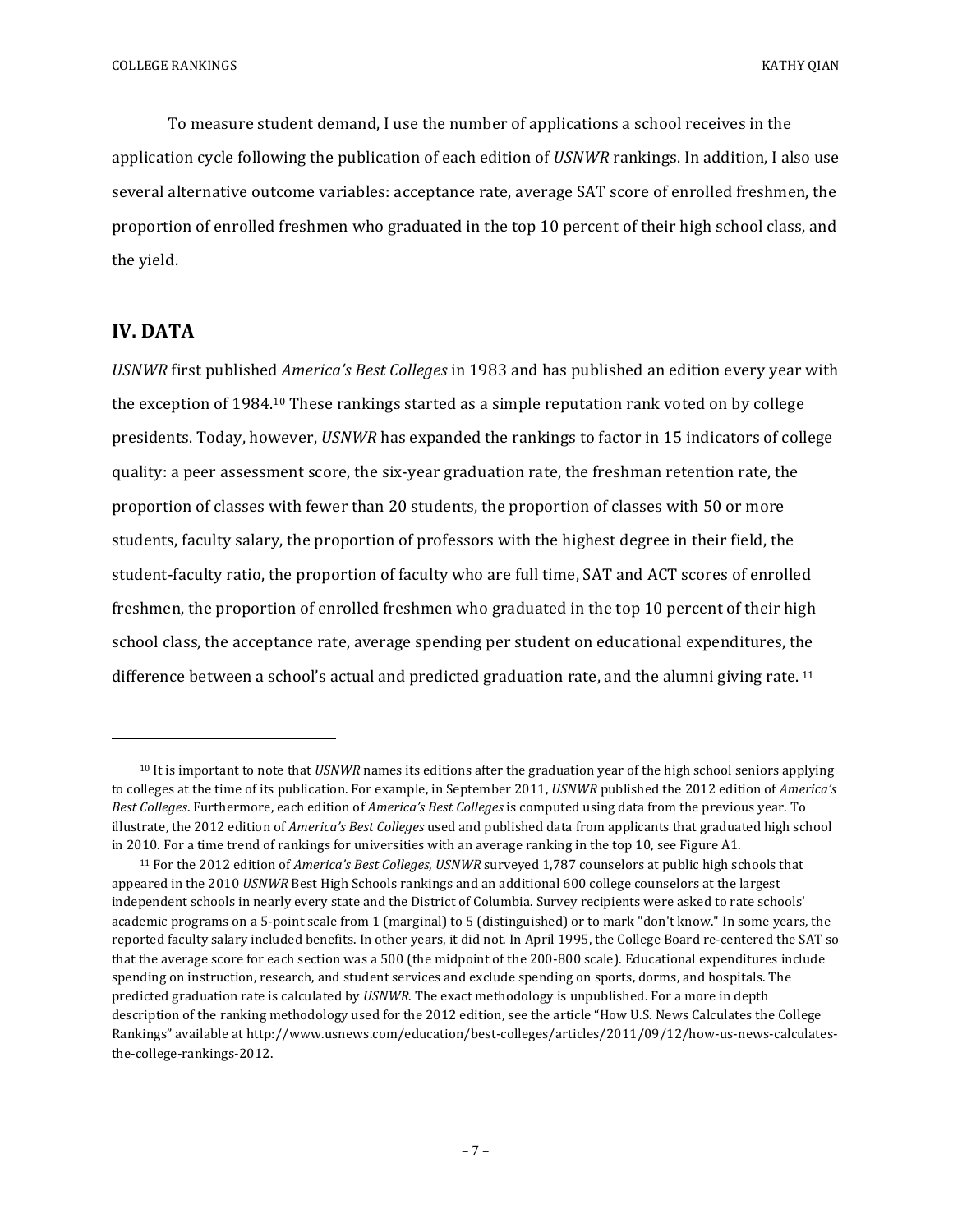To measure student demand, I use the number of applications a school receives in the application cycle following the publication of each edition of *USNWR* rankings. In addition, I also use several alternative outcome variables: acceptance rate, average SAT score of enrolled freshmen, the proportion of enrolled freshmen who graduated in the top 10 percent of their high school class, and the yield.

## IV. DATA

*USNWR* first published *America's Best Colleges* in 1983 and has published an edition every year with the exception of 1984.[10] These rankings started as a simple reputation rank voted on by college presidents. Today, however, *USNWR* has expanded the rankings to factor in 15 indicators of college quality: a peer assessment score, the six-year graduation rate, the freshman retention rate, the proportion of classes with fewer than 20 students, the proportion of classes with 50 or more students, faculty salary, the proportion of professors with the highest degree in their field, the student-faculty ratio, the proportion of faculty who are full time, SAT and ACT scores of enrolled freshmen, the proportion of enrolled freshmen who graduated in the top 10 percent of their high school class, the acceptance rate, average spending per student on educational expenditures, the difference between a school's actual and predicted graduation rate, and the alumni giving rate. [11]

---

[10] It is important to note that *USNWR* names its editions after the graduation year of the high school seniors applying to colleges at the time of its publication. For example, in September 2011, *USNWR* published the 2012 edition of *America's Best Colleges*. Furthermore, each edition of *America's Best Colleges* is computed using data from the previous year. To illustrate, the 2012 edition of *America's Best Colleges* used and published data from applicants that graduated high school in 2010. For a time trend of rankings for universities with an average ranking in the top 10, see Figure A1.

[11] For the 2012 edition of *America's Best Colleges*, *USNWR* surveyed 1,787 counselors at public high schools that appeared in the 2010 *USNWR* Best High Schools rankings and an additional 600 college counselors at the largest independent schools in nearly every state and the District of Columbia. Survey recipients were asked to rate schools' academic programs on a 5-point scale from 1 (marginal) to 5 (distinguished) or to mark "don't know." In some years, the reported faculty salary included benefits. In other years, it did not. In April 1995, the College Board re-centered the SAT so that the average score for each section was a 500 (the midpoint of the 200-800 scale). Educational expenditures include spending on instruction, research, and student services and exclude spending on sports, dorms, and hospitals. The predicted graduation rate is calculated by *USNWR*. The exact methodology is unpublished. For a more in depth description of the ranking methodology used for the 2012 edition, see the article "How U.S. News Calculates the College Rankings" available at http://www.usnews.com/education/best-colleges/articles/2011/09/12/how-us-news-calculates-the-college-rankings-2012.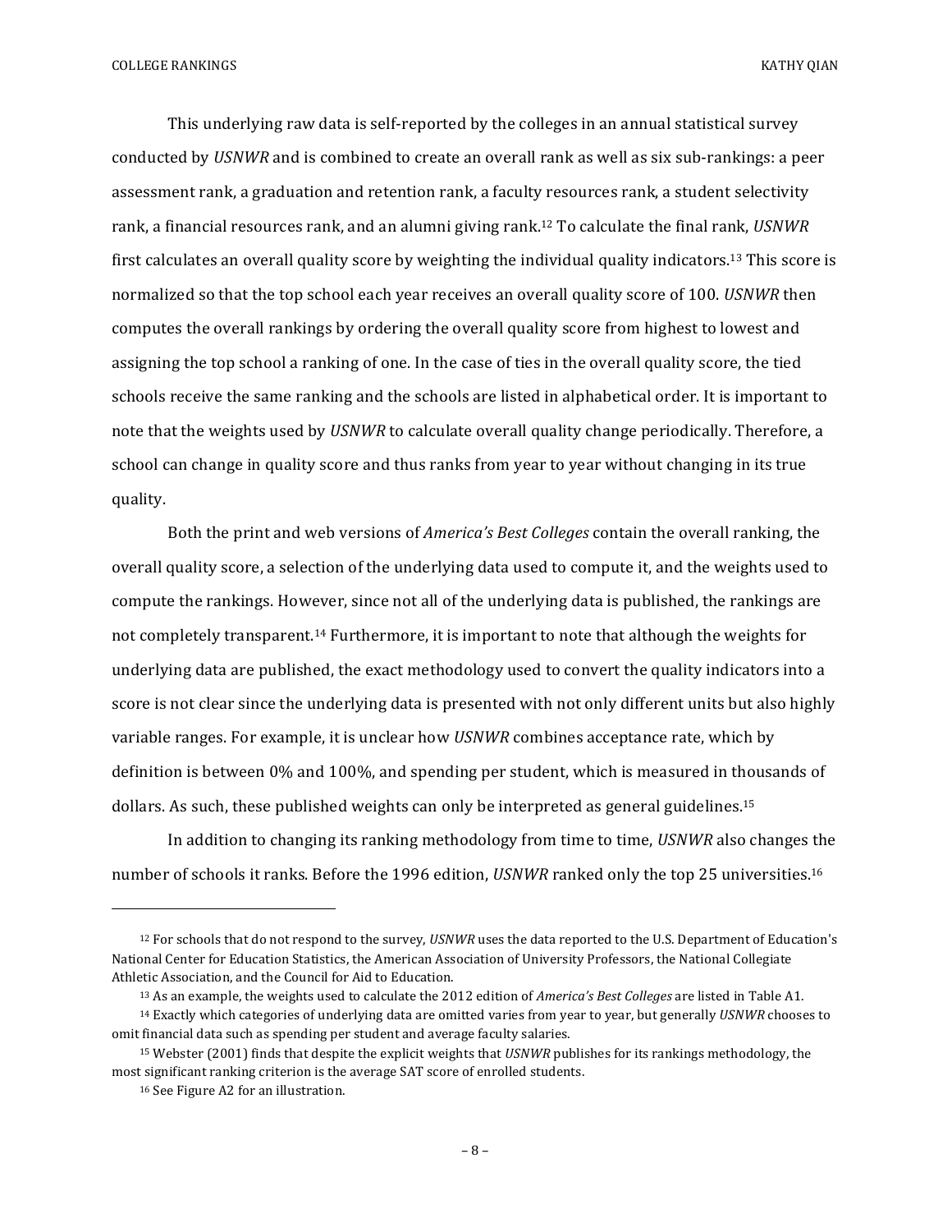This underlying raw data is self-reported by the colleges in an annual statistical survey conducted by *USNWR* and is combined to create an overall rank as well as six sub-rankings: a peer assessment rank, a graduation and retention rank, a faculty resources rank, a student selectivity rank, a financial resources rank, and an alumni giving rank.[12] To calculate the final rank, *USNWR* first calculates an overall quality score by weighting the individual quality indicators.[13] This score is normalized so that the top school each year receives an overall quality score of 100. *USNWR* then computes the overall rankings by ordering the overall quality score from highest to lowest and assigning the top school a ranking of one. In the case of ties in the overall quality score, the tied schools receive the same ranking and the schools are listed in alphabetical order. It is important to note that the weights used by *USNWR* to calculate overall quality change periodically. Therefore, a school can change in quality score and thus ranks from year to year without changing in its true quality.

Both the print and web versions of *America's Best Colleges* contain the overall ranking, the overall quality score, a selection of the underlying data used to compute it, and the weights used to compute the rankings. However, since not all of the underlying data is published, the rankings are not completely transparent.[14] Furthermore, it is important to note that although the weights for underlying data are published, the exact methodology used to convert the quality indicators into a score is not clear since the underlying data is presented with not only different units but also highly variable ranges. For example, it is unclear how *USNWR* combines acceptance rate, which by definition is between 0% and 100%, and spending per student, which is measured in thousands of dollars. As such, these published weights can only be interpreted as general guidelines.[15]

In addition to changing its ranking methodology from time to time, *USNWR* also changes the number of schools it ranks. Before the 1996 edition, *USNWR* ranked only the top 25 universities.[16]

---

[12] For schools that do not respond to the survey, *USNWR* uses the data reported to the U.S. Department of Education's National Center for Education Statistics, the American Association of University Professors, the National Collegiate Athletic Association, and the Council for Aid to Education.

[13] As an example, the weights used to calculate the 2012 edition of *America's Best Colleges* are listed in Table A1.

[14] Exactly which categories of underlying data are omitted varies from year to year, but generally *USNWR* chooses to omit financial data such as spending per student and average faculty salaries.

[15] Webster (2001) finds that despite the explicit weights that *USNWR* publishes for its rankings methodology, the most significant ranking criterion is the average SAT score of enrolled students.

[16] See Figure A2 for an illustration.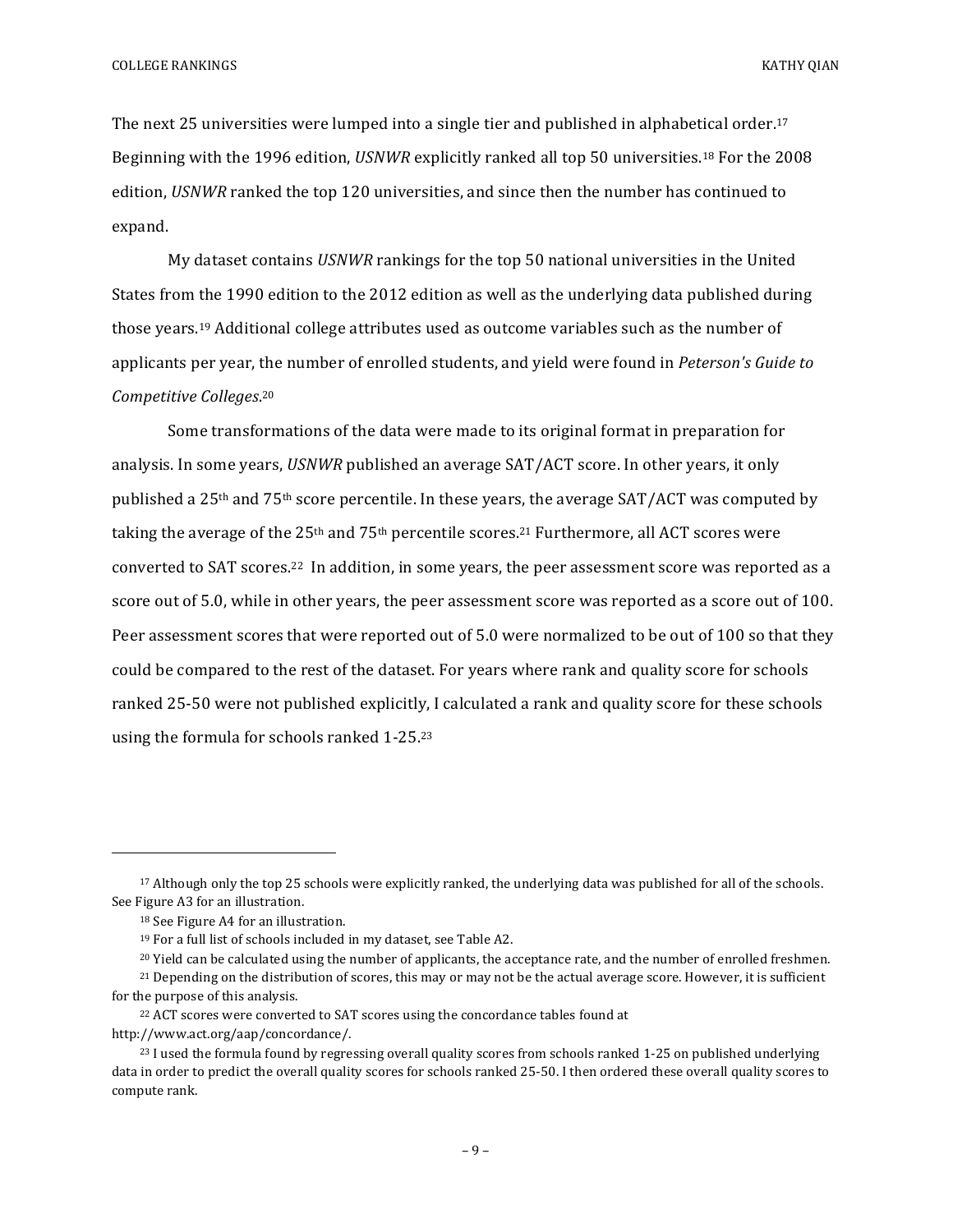The next 25 universities were lumped into a single tier and published in alphabetical order.[17] Beginning with the 1996 edition, *USNWR* explicitly ranked all top 50 universities.[18] For the 2008 edition, *USNWR* ranked the top 120 universities, and since then the number has continued to expand.

My dataset contains *USNWR* rankings for the top 50 national universities in the United States from the 1990 edition to the 2012 edition as well as the underlying data published during those years.[19] Additional college attributes used as outcome variables such as the number of applicants per year, the number of enrolled students, and yield were found in *Peterson's Guide to Competitive Colleges*.[20]

Some transformations of the data were made to its original format in preparation for analysis. In some years, *USNWR* published an average SAT/ACT score. In other years, it only published a 25th and 75th score percentile. In these years, the average SAT/ACT was computed by taking the average of the 25th and 75th percentile scores.[21] Furthermore, all ACT scores were converted to SAT scores.[22] In addition, in some years, the peer assessment score was reported as a score out of 5.0, while in other years, the peer assessment score was reported as a score out of 100. Peer assessment scores that were reported out of 5.0 were normalized to be out of 100 so that they could be compared to the rest of the dataset. For years where rank and quality score for schools ranked 25-50 were not published explicitly, I calculated a rank and quality score for these schools using the formula for schools ranked 1-25.[23]

---

[17] Although only the top 25 schools were explicitly ranked, the underlying data was published for all of the schools. See Figure A3 for an illustration.

[18] See Figure A4 for an illustration.

[19] For a full list of schools included in my dataset, see Table A2.

[20] Yield can be calculated using the number of applicants, the acceptance rate, and the number of enrolled freshmen.

[21] Depending on the distribution of scores, this may or may not be the actual average score. However, it is sufficient for the purpose of this analysis.

[22] ACT scores were converted to SAT scores using the concordance tables found at http://www.act.org/aap/concordance/.

[23] I used the formula found by regressing overall quality scores from schools ranked 1-25 on published underlying data in order to predict the overall quality scores for schools ranked 25-50. I then ordered these overall quality scores to compute rank.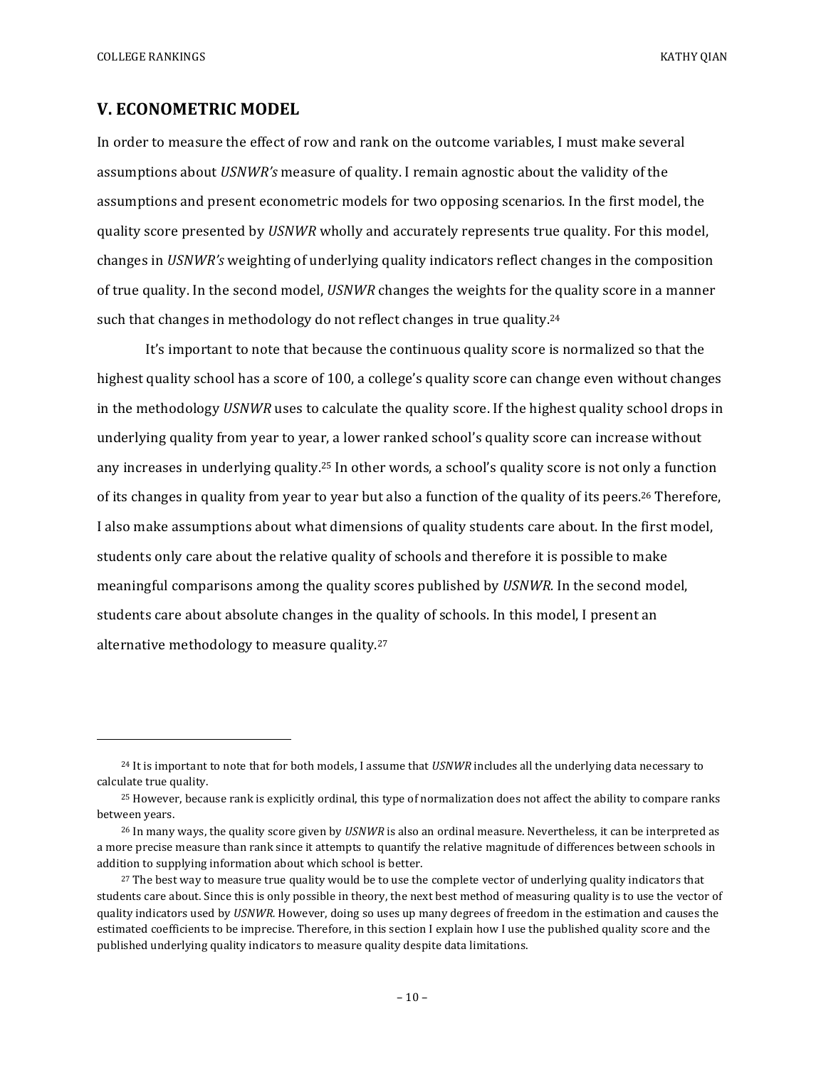## V. ECONOMETRIC MODEL

In order to measure the effect of row and rank on the outcome variables, I must make several assumptions about *USNWR's* measure of quality. I remain agnostic about the validity of the assumptions and present econometric models for two opposing scenarios. In the first model, the quality score presented by *USNWR* wholly and accurately represents true quality. For this model, changes in *USNWR's* weighting of underlying quality indicators reflect changes in the composition of true quality. In the second model, *USNWR* changes the weights for the quality score in a manner such that changes in methodology do not reflect changes in true quality.[24]

It's important to note that because the continuous quality score is normalized so that the highest quality school has a score of 100, a college's quality score can change even without changes in the methodology *USNWR* uses to calculate the quality score. If the highest quality school drops in underlying quality from year to year, a lower ranked school's quality score can increase without any increases in underlying quality.[25] In other words, a school's quality score is not only a function of its changes in quality from year to year but also a function of the quality of its peers.[26] Therefore, I also make assumptions about what dimensions of quality students care about. In the first model, students only care about the relative quality of schools and therefore it is possible to make meaningful comparisons among the quality scores published by *USNWR*. In the second model, students care about absolute changes in the quality of schools. In this model, I present an alternative methodology to measure quality.[27]

---

[24] It is important to note that for both models, I assume that *USNWR* includes all the underlying data necessary to calculate true quality.

[25] However, because rank is explicitly ordinal, this type of normalization does not affect the ability to compare ranks between years.

[26] In many ways, the quality score given by *USNWR* is also an ordinal measure. Nevertheless, it can be interpreted as a more precise measure than rank since it attempts to quantify the relative magnitude of differences between schools in addition to supplying information about which school is better.

[27] The best way to measure true quality would be to use the complete vector of underlying quality indicators that students care about. Since this is only possible in theory, the next best method of measuring quality is to use the vector of quality indicators used by *USNWR*. However, doing so uses up many degrees of freedom in the estimation and causes the estimated coefficients to be imprecise. Therefore, in this section I explain how I use the published quality score and the published underlying quality indicators to measure quality despite data limitations.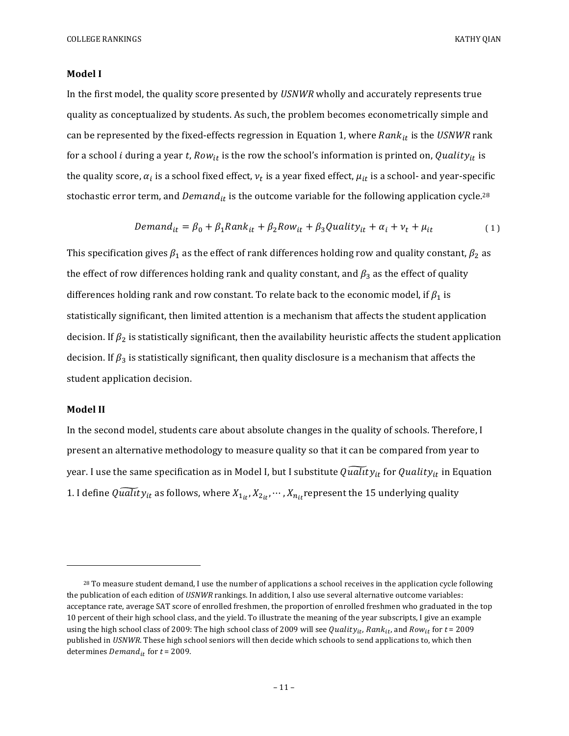**Model I**

In the first model, the quality score presented by *USNWR* wholly and accurately represents true quality as conceptualized by students. As such, the problem becomes econometrically simple and can be represented by the fixed-effects regression in Equation 1, where $Rank_{it}$ is the *USNWR* rank for a school $i$ during a year $t$, $Row_{it}$ is the row the school's information is printed on, $Quality_{it}$ is the quality score, $\alpha_i$ is a school fixed effect, $\nu_t$ is a year fixed effect, $\mu_{it}$ is a school- and year-specific stochastic error term, and $Demand_{it}$ is the outcome variable for the following application cycle.[28]

$$Demand_{it} = \beta_0 + \beta_1 Rank_{it} + \beta_2 Row_{it} + \beta_3 Quality_{it} + \alpha_i + \nu_t + \mu_{it} \tag{1}$$

This specification gives $\beta_1$ as the effect of rank differences holding row and quality constant, $\beta_2$ as the effect of row differences holding rank and quality constant, and $\beta_3$ as the effect of quality differences holding rank and row constant. To relate back to the economic model, if $\beta_1$ is statistically significant, then limited attention is a mechanism that affects the student application decision. If $\beta_2$ is statistically significant, then the availability heuristic affects the student application decision. If $\beta_3$ is statistically significant, then quality disclosure is a mechanism that affects the student application decision.

**Model II**

In the second model, students care about absolute changes in the quality of schools. Therefore, I present an alternative methodology to measure quality so that it can be compared from year to year. I use the same specification as in Model I, but I substitute $\widetilde{Quality}_{it}$ for $Quality_{it}$ in Equation 1. I define $\widetilde{Quality}_{it}$ as follows, where $X_{1_{it}}, X_{2_{it}}, \cdots, X_{n_{it}}$ represent the 15 underlying quality

[28] To measure student demand, I use the number of applications a school receives in the application cycle following the publication of each edition of *USNWR* rankings. In addition, I also use several alternative outcome variables: acceptance rate, average SAT score of enrolled freshmen, the proportion of enrolled freshmen who graduated in the top 10 percent of their high school class, and the yield. To illustrate the meaning of the year subscripts, I give an example using the high school class of 2009: The high school class of 2009 will see $Quality_{it}$, $Rank_{it}$, and $Row_{it}$ for $t = 2009$ published in *USNWR*. These high school seniors will then decide which schools to send applications to, which then determines $Demand_{it}$ for $t = 2009$.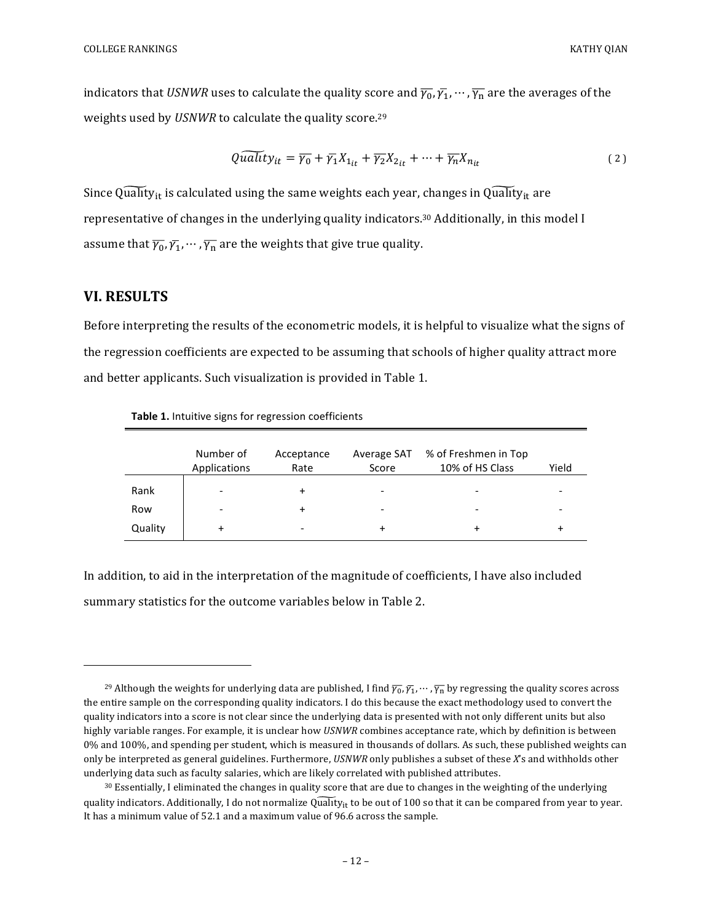indicators that *USNWR* uses to calculate the quality score and $\overline{\gamma_0}, \overline{\gamma_1}, \cdots, \overline{\gamma_n}$ are the averages of the weights used by *USNWR* to calculate the quality score.[29]

$$\widetilde{Quality}_{it} = \overline{\gamma_0} + \overline{\gamma_1} X_{1_{it}} + \overline{\gamma_2} X_{2_{it}} + \cdots + \overline{\gamma_n} X_{n_{it}} \tag{2}$$

Since $\widetilde{\text{Quality}}_{\text{it}}$ is calculated using the same weights each year, changes in $\widetilde{\text{Quality}}_{\text{it}}$ are representative of changes in the underlying quality indicators.[30] Additionally, in this model I assume that $\overline{\gamma_0}, \overline{\gamma_1}, \cdots, \overline{\gamma_n}$ are the weights that give true quality.

## VI. RESULTS

Before interpreting the results of the econometric models, it is helpful to visualize what the signs of the regression coefficients are expected to be assuming that schools of higher quality attract more and better applicants. Such visualization is provided in Table 1.

**Table 1.** Intuitive signs for regression coefficients

| | Number of Applications | Acceptance Rate | Average SAT Score | % of Freshmen in Top 10% of HS Class | Yield |
|---|---|---|---|---|---|
| Rank | - | + | - | - | - |
| Row | - | + | - | - | - |
| Quality | + | - | + | + | + |

In addition, to aid in the interpretation of the magnitude of coefficients, I have also included summary statistics for the outcome variables below in Table 2.

---

[29] Although the weights for underlying data are published, I find $\overline{\gamma_0}, \overline{\gamma_1}, \cdots, \overline{\gamma_n}$ by regressing the quality scores across the entire sample on the corresponding quality indicators. I do this because the exact methodology used to convert the quality indicators into a score is not clear since the underlying data is presented with not only different units but also highly variable ranges. For example, it is unclear how *USNWR* combines acceptance rate, which by definition is between 0% and 100%, and spending per student, which is measured in thousands of dollars. As such, these published weights can only be interpreted as general guidelines. Furthermore, *USNWR* only publishes a subset of these *X*'s and withholds other underlying data such as faculty salaries, which are likely correlated with published attributes.

[30] Essentially, I eliminated the changes in quality score that are due to changes in the weighting of the underlying quality indicators. Additionally, I do not normalize $\widetilde{\text{Quality}}_{\text{it}}$ to be out of 100 so that it can be compared from year to year. It has a minimum value of 52.1 and a maximum value of 96.6 across the sample.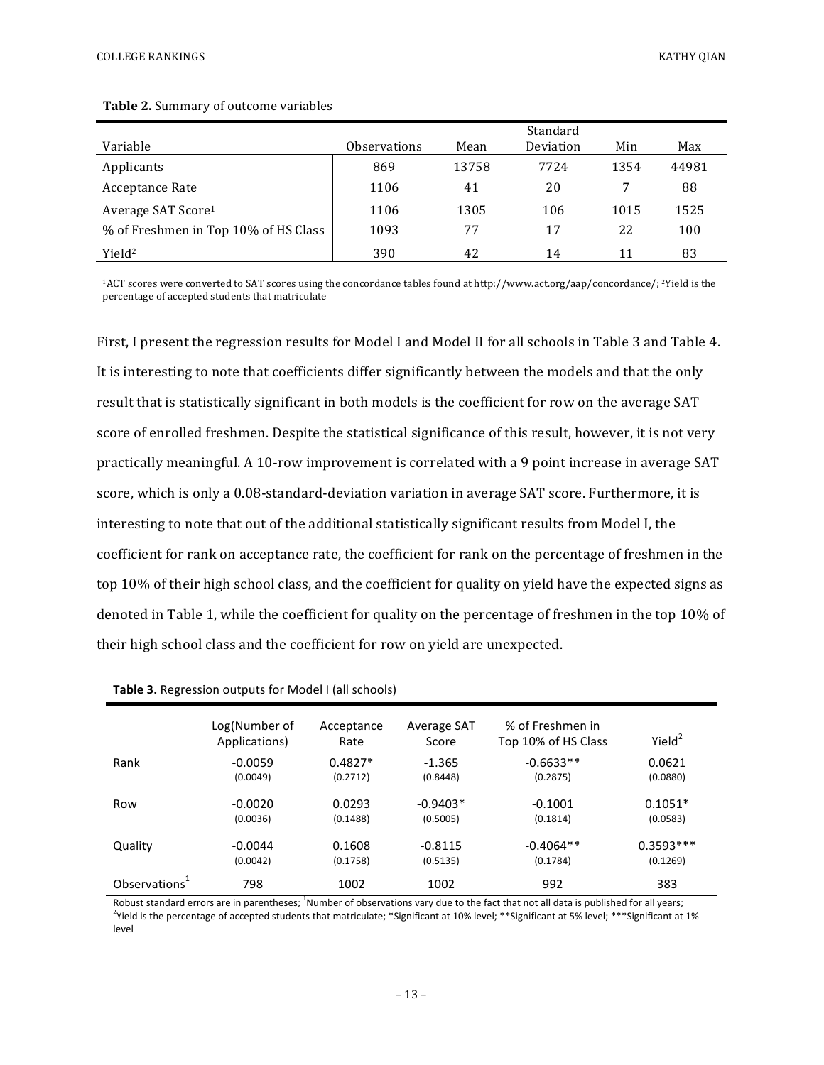**Table 2.** Summary of outcome variables

| Variable | Observations | Mean | Standard Deviation | Min | Max |
|---|---|---|---|---|---|
| Applicants | 869 | 13758 | 7724 | 1354 | 44981 |
| Acceptance Rate | 1106 | 41 | 20 | 7 | 88 |
| Average SAT Score[1] | 1106 | 1305 | 106 | 1015 | 1525 |
| % of Freshmen in Top 10% of HS Class | 1093 | 77 | 17 | 22 | 100 |
| Yield[2] | 390 | 42 | 14 | 11 | 83 |

[1]ACT scores were converted to SAT scores using the concordance tables found at http://www.act.org/aap/concordance/; [2]Yield is the percentage of accepted students that matriculate

First, I present the regression results for Model I and Model II for all schools in Table 3 and Table 4. It is interesting to note that coefficients differ significantly between the models and that the only result that is statistically significant in both models is the coefficient for row on the average SAT score of enrolled freshmen. Despite the statistical significance of this result, however, it is not very practically meaningful. A 10-row improvement is correlated with a 9 point increase in average SAT score, which is only a 0.08-standard-deviation variation in average SAT score. Furthermore, it is interesting to note that out of the additional statistically significant results from Model I, the coefficient for rank on acceptance rate, the coefficient for rank on the percentage of freshmen in the top 10% of their high school class, and the coefficient for quality on yield have the expected signs as denoted in Table 1, while the coefficient for quality on the percentage of freshmen in the top 10% of their high school class and the coefficient for row on yield are unexpected.

**Table 3.** Regression outputs for Model I (all schools)

| | Log(Number of Applications) | Acceptance Rate | Average SAT Score | % of Freshmen in Top 10% of HS Class | Yield[2] |
|---|---|---|---|---|---|
| Rank | -0.0059 | 0.4827* | -1.365 | -0.6633** | 0.0621 |
| | (0.0049) | (0.2712) | (0.8448) | (0.2875) | (0.0880) |
| Row | -0.0020 | 0.0293 | -0.9403* | -0.1001 | 0.1051* |
| | (0.0036) | (0.1488) | (0.5005) | (0.1814) | (0.0583) |
| Quality | -0.0044 | 0.1608 | -0.8115 | -0.4064** | 0.3593*** |
| | (0.0042) | (0.1758) | (0.5135) | (0.1784) | (0.1269) |
| Observations[1] | 798 | 1002 | 1002 | 992 | 383 |

Robust standard errors are in parentheses; [1]Number of observations vary due to the fact that not all data is published for all years; [2]Yield is the percentage of accepted students that matriculate; *Significant at 10% level; **Significant at 5% level; ***Significant at 1% level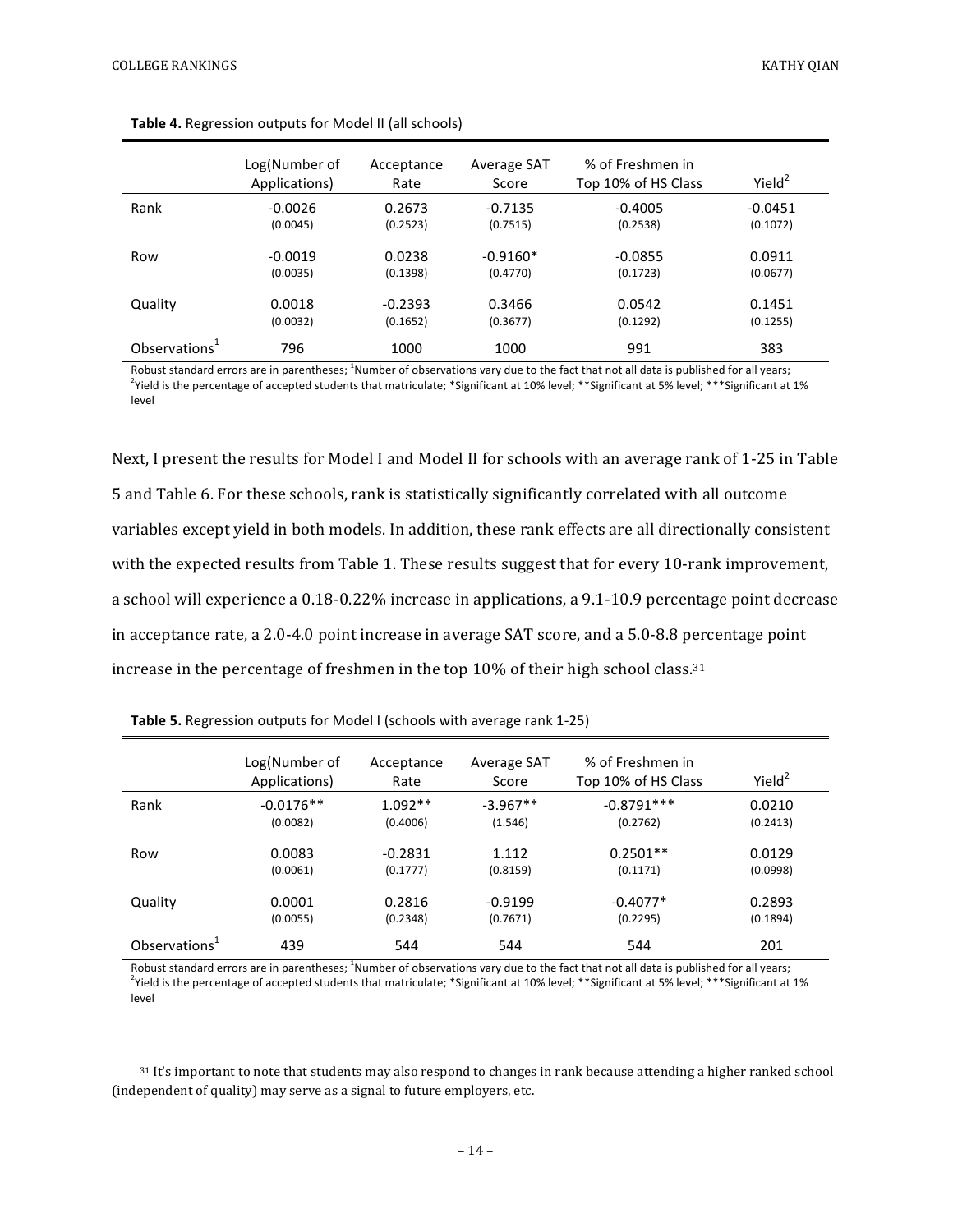**Table 4.** Regression outputs for Model II (all schools)

| | Log(Number of Applications) | Acceptance Rate | Average SAT Score | % of Freshmen in Top 10% of HS Class | Yield[2] |
|---|---|---|---|---|---|
| Rank | -0.0026 | 0.2673 | -0.7135 | -0.4005 | -0.0451 |
| | (0.0045) | (0.2523) | (0.7515) | (0.2538) | (0.1072) |
| Row | -0.0019 | 0.0238 | -0.9160* | -0.0855 | 0.0911 |
| | (0.0035) | (0.1398) | (0.4770) | (0.1723) | (0.0677) |
| Quality | 0.0018 | -0.2393 | 0.3466 | 0.0542 | 0.1451 |
| | (0.0032) | (0.1652) | (0.3677) | (0.1292) | (0.1255) |
| Observations[1] | 796 | 1000 | 1000 | 991 | 383 |

Robust standard errors are in parentheses; [1]Number of observations vary due to the fact that not all data is published for all years; [2]Yield is the percentage of accepted students that matriculate; *Significant at 10% level; **Significant at 5% level; ***Significant at 1% level

Next, I present the results for Model I and Model II for schools with an average rank of 1-25 in Table 5 and Table 6. For these schools, rank is statistically significantly correlated with all outcome variables except yield in both models. In addition, these rank effects are all directionally consistent with the expected results from Table 1. These results suggest that for every 10-rank improvement, a school will experience a 0.18-0.22% increase in applications, a 9.1-10.9 percentage point decrease in acceptance rate, a 2.0-4.0 point increase in average SAT score, and a 5.0-8.8 percentage point increase in the percentage of freshmen in the top 10% of their high school class.[31]

**Table 5.** Regression outputs for Model I (schools with average rank 1-25)

| | Log(Number of Applications) | Acceptance Rate | Average SAT Score | % of Freshmen in Top 10% of HS Class | Yield[2] |
|---|---|---|---|---|---|
| Rank | -0.0176** | 1.092** | -3.967** | -0.8791*** | 0.0210 |
| | (0.0082) | (0.4006) | (1.546) | (0.2762) | (0.2413) |
| Row | 0.0083 | -0.2831 | 1.112 | 0.2501** | 0.0129 |
| | (0.0061) | (0.1777) | (0.8159) | (0.1171) | (0.0998) |
| Quality | 0.0001 | 0.2816 | -0.9199 | -0.4077* | 0.2893 |
| | (0.0055) | (0.2348) | (0.7671) | (0.2295) | (0.1894) |
| Observations[1] | 439 | 544 | 544 | 544 | 201 |

Robust standard errors are in parentheses; [1]Number of observations vary due to the fact that not all data is published for all years; [2]Yield is the percentage of accepted students that matriculate; *Significant at 10% level; **Significant at 5% level; ***Significant at 1% level

---

[31] It's important to note that students may also respond to changes in rank because attending a higher ranked school (independent of quality) may serve as a signal to future employers, etc.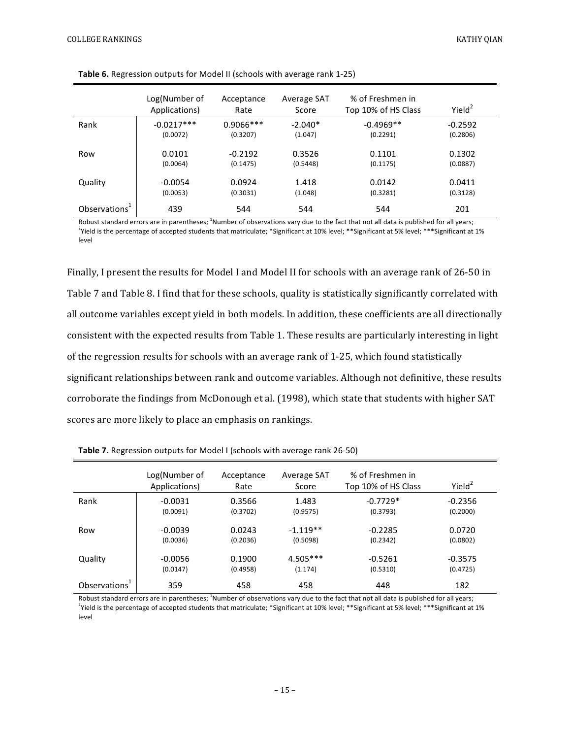**Table 6.** Regression outputs for Model II (schools with average rank 1-25)

| | Log(Number of Applications) | Acceptance Rate | Average SAT Score | % of Freshmen in Top 10% of HS Class | Yield[2] |
|---|---|---|---|---|---|
| Rank | -0.0217*** | 0.9066*** | -2.040* | -0.4969** | -0.2592 |
| | (0.0072) | (0.3207) | (1.047) | (0.2291) | (0.2806) |
| Row | 0.0101 | -0.2192 | 0.3526 | 0.1101 | 0.1302 |
| | (0.0064) | (0.1475) | (0.5448) | (0.1175) | (0.0887) |
| Quality | -0.0054 | 0.0924 | 1.418 | 0.0142 | 0.0411 |
| | (0.0053) | (0.3031) | (1.048) | (0.3281) | (0.3128) |
| Observations[1] | 439 | 544 | 544 | 544 | 201 |

Robust standard errors are in parentheses; [1]Number of observations vary due to the fact that not all data is published for all years; [2]Yield is the percentage of accepted students that matriculate; *Significant at 10% level; **Significant at 5% level; ***Significant at 1% level

Finally, I present the results for Model I and Model II for schools with an average rank of 26-50 in Table 7 and Table 8. I find that for these schools, quality is statistically significantly correlated with all outcome variables except yield in both models. In addition, these coefficients are all directionally consistent with the expected results from Table 1. These results are particularly interesting in light of the regression results for schools with an average rank of 1-25, which found statistically significant relationships between rank and outcome variables. Although not definitive, these results corroborate the findings from McDonough et al. (1998), which state that students with higher SAT scores are more likely to place an emphasis on rankings.

**Table 7.** Regression outputs for Model I (schools with average rank 26-50)

| | Log(Number of Applications) | Acceptance Rate | Average SAT Score | % of Freshmen in Top 10% of HS Class | Yield[2] |
|---|---|---|---|---|---|
| Rank | -0.0031 | 0.3566 | 1.483 | -0.7729* | -0.2356 |
| | (0.0091) | (0.3702) | (0.9575) | (0.3793) | (0.2000) |
| Row | -0.0039 | 0.0243 | -1.119** | -0.2285 | 0.0720 |
| | (0.0036) | (0.2036) | (0.5098) | (0.2342) | (0.0802) |
| Quality | -0.0056 | 0.1900 | 4.505*** | -0.5261 | -0.3575 |
| | (0.0147) | (0.4958) | (1.174) | (0.5310) | (0.4725) |
| Observations[1] | 359 | 458 | 458 | 448 | 182 |

Robust standard errors are in parentheses; [1]Number of observations vary due to the fact that not all data is published for all years; [2]Yield is the percentage of accepted students that matriculate; *Significant at 10% level; **Significant at 5% level; ***Significant at 1% level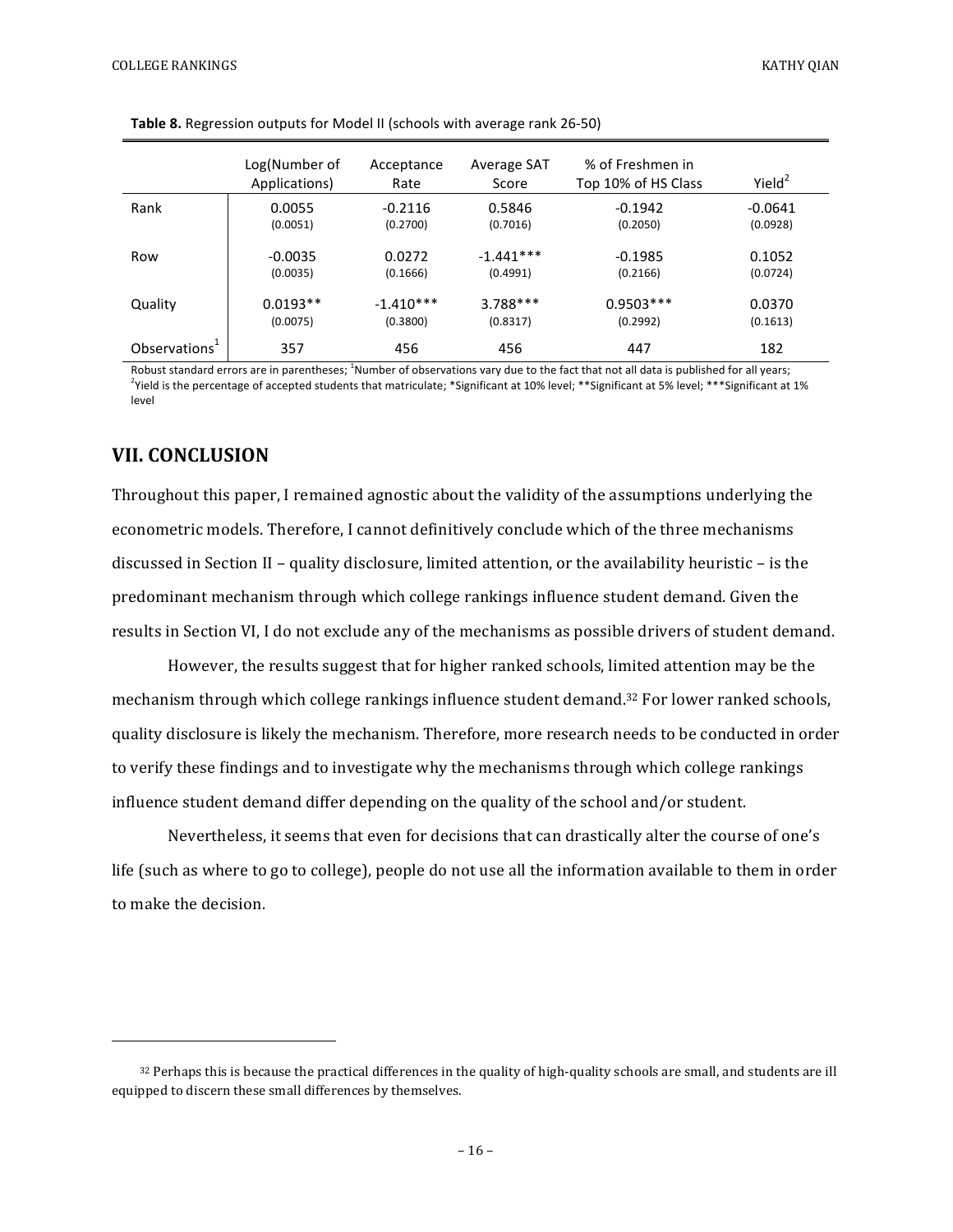**Table 8.** Regression outputs for Model II (schools with average rank 26-50)

| | Log(Number of Applications) | Acceptance Rate | Average SAT Score | % of Freshmen in Top 10% of HS Class | Yield[2] |
|---|---|---|---|---|---|
| Rank | 0.0055 | -0.2116 | 0.5846 | -0.1942 | -0.0641 |
| | (0.0051) | (0.2700) | (0.7016) | (0.2050) | (0.0928) |
| Row | -0.0035 | 0.0272 | -1.441*** | -0.1985 | 0.1052 |
| | (0.0035) | (0.1666) | (0.4991) | (0.2166) | (0.0724) |
| Quality | 0.0193** | -1.410*** | 3.788*** | 0.9503*** | 0.0370 |
| | (0.0075) | (0.3800) | (0.8317) | (0.2992) | (0.1613) |
| Observations[1] | 357 | 456 | 456 | 447 | 182 |

Robust standard errors are in parentheses; [1]Number of observations vary due to the fact that not all data is published for all years; [2]Yield is the percentage of accepted students that matriculate; *Significant at 10% level; **Significant at 5% level; ***Significant at 1% level

## VII. CONCLUSION

Throughout this paper, I remained agnostic about the validity of the assumptions underlying the econometric models. Therefore, I cannot definitively conclude which of the three mechanisms discussed in Section II – quality disclosure, limited attention, or the availability heuristic – is the predominant mechanism through which college rankings influence student demand. Given the results in Section VI, I do not exclude any of the mechanisms as possible drivers of student demand.

However, the results suggest that for higher ranked schools, limited attention may be the mechanism through which college rankings influence student demand.[32] For lower ranked schools, quality disclosure is likely the mechanism. Therefore, more research needs to be conducted in order to verify these findings and to investigate why the mechanisms through which college rankings influence student demand differ depending on the quality of the school and/or student.

Nevertheless, it seems that even for decisions that can drastically alter the course of one's life (such as where to go to college), people do not use all the information available to them in order to make the decision.

---

[32] Perhaps this is because the practical differences in the quality of high-quality schools are small, and students are ill equipped to discern these small differences by themselves.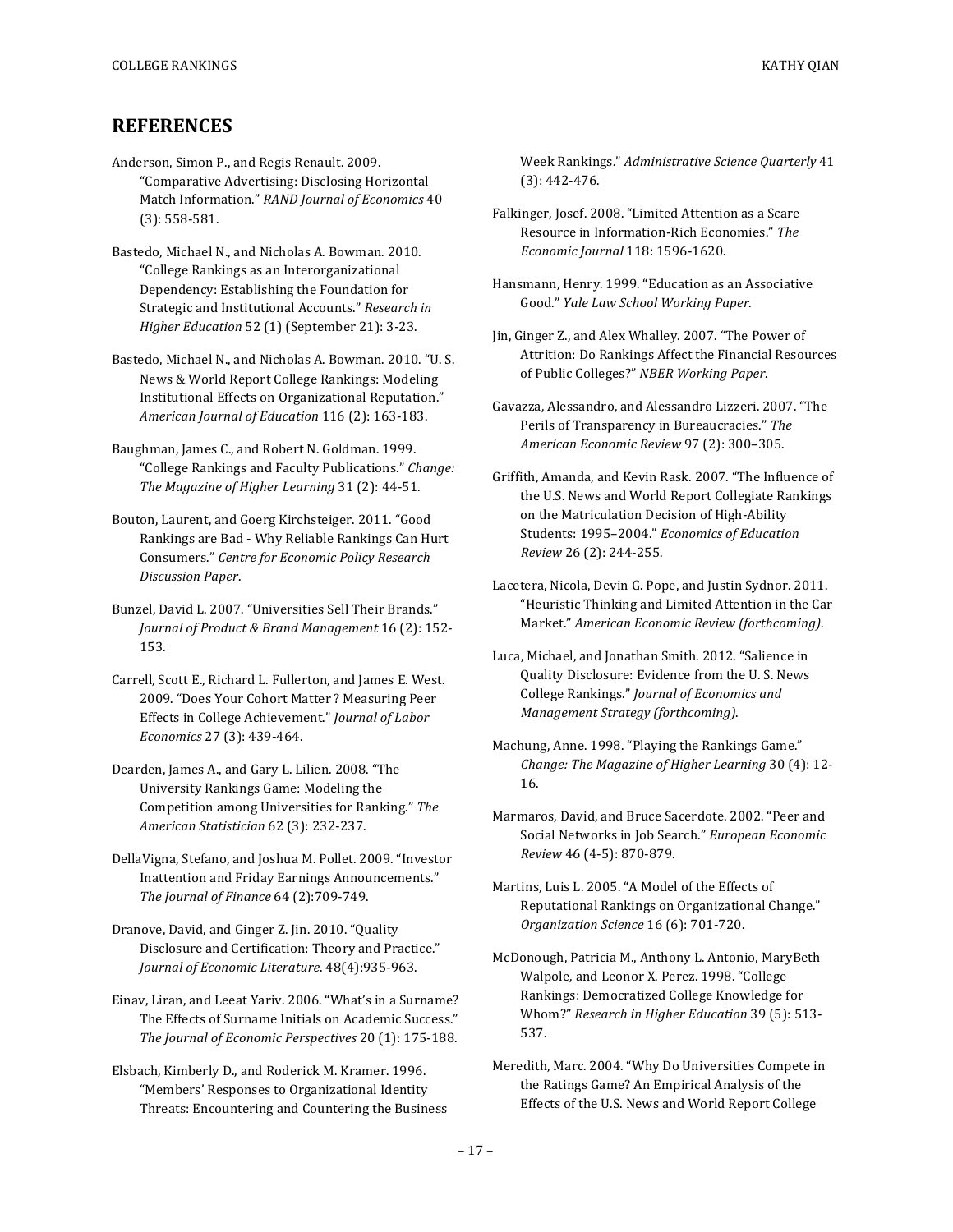## REFERENCES

Anderson, Simon P., and Regis Renault. 2009. "Comparative Advertising: Disclosing Horizontal Match Information." *RAND Journal of Economics* 40 (3): 558-581.

Bastedo, Michael N., and Nicholas A. Bowman. 2010. "College Rankings as an Interorganizational Dependency: Establishing the Foundation for Strategic and Institutional Accounts." *Research in Higher Education* 52 (1) (September 21): 3-23.

Bastedo, Michael N., and Nicholas A. Bowman. 2010. "U. S. News & World Report College Rankings: Modeling Institutional Effects on Organizational Reputation." *American Journal of Education* 116 (2): 163-183.

Baughman, James C., and Robert N. Goldman. 1999. "College Rankings and Faculty Publications." *Change: The Magazine of Higher Learning* 31 (2): 44-51.

Bouton, Laurent, and Georg Kirchsteiger. 2011. "Good Rankings are Bad - Why Reliable Rankings Can Hurt Consumers." *Centre for Economic Policy Research Discussion Paper*.

Bunzel, David L. 2007. "Universities Sell Their Brands." *Journal of Product & Brand Management* 16 (2): 152-153.

Carrell, Scott E., Richard L. Fullerton, and James E. West. 2009. "Does Your Cohort Matter ? Measuring Peer Effects in College Achievement." *Journal of Labor Economics* 27 (3): 439-464.

Dearden, James A., and Gary L. Lilien. 2008. "The University Rankings Game: Modeling the Competition among Universities for Ranking." *The American Statistician* 62 (3): 232-237.

DellaVigna, Stefano, and Joshua M. Pollet. 2009. "Investor Inattention and Friday Earnings Announcements." *The Journal of Finance* 64 (2):709-749.

Dranove, David, and Ginger Z. Jin. 2010. "Quality Disclosure and Certification: Theory and Practice." *Journal of Economic Literature*. 48(4):935-963.

Einav, Liran, and Leeat Yariv. 2006. "What's in a Surname? The Effects of Surname Initials on Academic Success." *The Journal of Economic Perspectives* 20 (1): 175-188.

Elsbach, Kimberly D., and Roderick M. Kramer. 1996. "Members' Responses to Organizational Identity Threats: Encountering and Countering the Business Week Rankings." *Administrative Science Quarterly* 41 (3): 442-476.

Falkinger, Josef. 2008. "Limited Attention as a Scare Resource in Information-Rich Economies." *The Economic Journal* 118: 1596-1620.

Hansmann, Henry. 1999. "Education as an Associative Good." *Yale Law School Working Paper*.

Jin, Ginger Z., and Alex Whalley. 2007. "The Power of Attrition: Do Rankings Affect the Financial Resources of Public Colleges?" *NBER Working Paper*.

Gavazza, Alessandro, and Alessandro Lizzeri. 2007. "The Perils of Transparency in Bureaucracies." *The American Economic Review* 97 (2): 300–305.

Griffith, Amanda, and Kevin Rask. 2007. "The Influence of the U.S. News and World Report Collegiate Rankings on the Matriculation Decision of High-Ability Students: 1995–2004." *Economics of Education Review* 26 (2): 244-255.

Lacetera, Nicola, Devin G. Pope, and Justin Sydnor. 2011. "Heuristic Thinking and Limited Attention in the Car Market." *American Economic Review (forthcoming)*.

Luca, Michael, and Jonathan Smith. 2012. "Salience in Quality Disclosure: Evidence from the U. S. News College Rankings." *Journal of Economics and Management Strategy (forthcoming)*.

Machung, Anne. 1998. "Playing the Rankings Game." *Change: The Magazine of Higher Learning* 30 (4): 12-16.

Marmaros, David, and Bruce Sacerdote. 2002. "Peer and Social Networks in Job Search." *European Economic Review* 46 (4-5): 870-879.

Martins, Luis L. 2005. "A Model of the Effects of Reputational Rankings on Organizational Change." *Organization Science* 16 (6): 701-720.

McDonough, Patricia M., Anthony L. Antonio, MaryBeth Walpole, and Leonor X. Perez. 1998. "College Rankings: Democratized College Knowledge for Whom?" *Research in Higher Education* 39 (5): 513-537.

Meredith, Marc. 2004. "Why Do Universities Compete in the Ratings Game? An Empirical Analysis of the Effects of the U.S. News and World Report College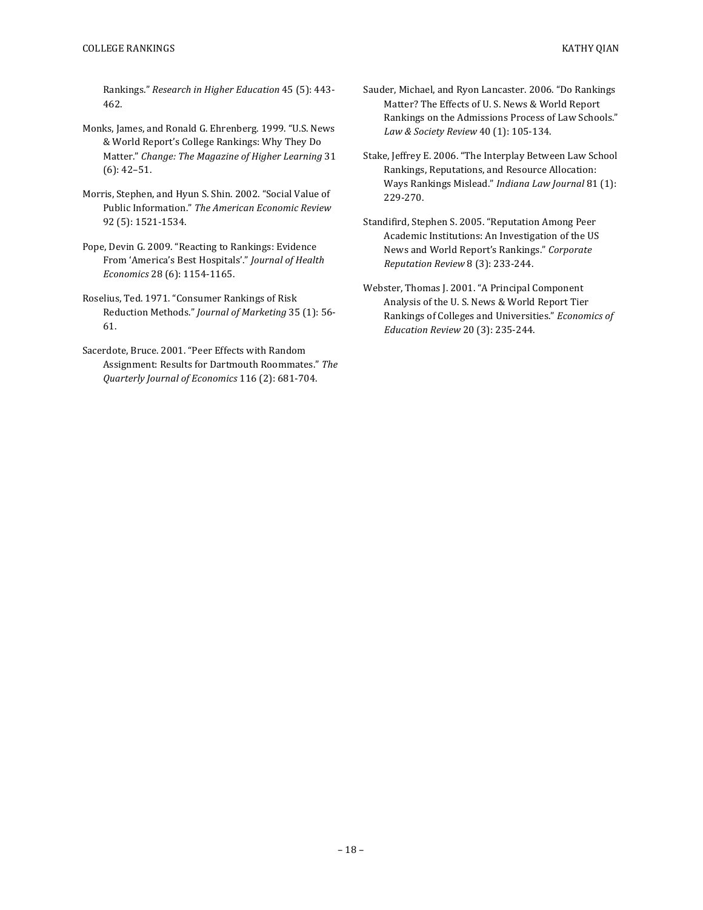Rankings." *Research in Higher Education* 45 (5): 443-462.

Monks, James, and Ronald G. Ehrenberg. 1999. "U.S. News & World Report's College Rankings: Why They Do Matter." *Change: The Magazine of Higher Learning* 31 (6): 42–51.

Morris, Stephen, and Hyun S. Shin. 2002. "Social Value of Public Information." *The American Economic Review* 92 (5): 1521-1534.

Pope, Devin G. 2009. "Reacting to Rankings: Evidence From 'America's Best Hospitals'." *Journal of Health Economics* 28 (6): 1154-1165.

Roselius, Ted. 1971. "Consumer Rankings of Risk Reduction Methods." *Journal of Marketing* 35 (1): 56-61.

Sacerdote, Bruce. 2001. "Peer Effects with Random Assignment: Results for Dartmouth Roommates." *The Quarterly Journal of Economics* 116 (2): 681-704.

Sauder, Michael, and Ryon Lancaster. 2006. "Do Rankings Matter? The Effects of U. S. News & World Report Rankings on the Admissions Process of Law Schools." *Law & Society Review* 40 (1): 105-134.

Stake, Jeffrey E. 2006. "The Interplay Between Law School Rankings, Reputations, and Resource Allocation: Ways Rankings Mislead." *Indiana Law Journal* 81 (1): 229-270.

Standifird, Stephen S. 2005. "Reputation Among Peer Academic Institutions: An Investigation of the US News and World Report's Rankings." *Corporate Reputation Review* 8 (3): 233-244.

Webster, Thomas J. 2001. "A Principal Component Analysis of the U. S. News & World Report Tier Rankings of Colleges and Universities." *Economics of Education Review* 20 (3): 235-244.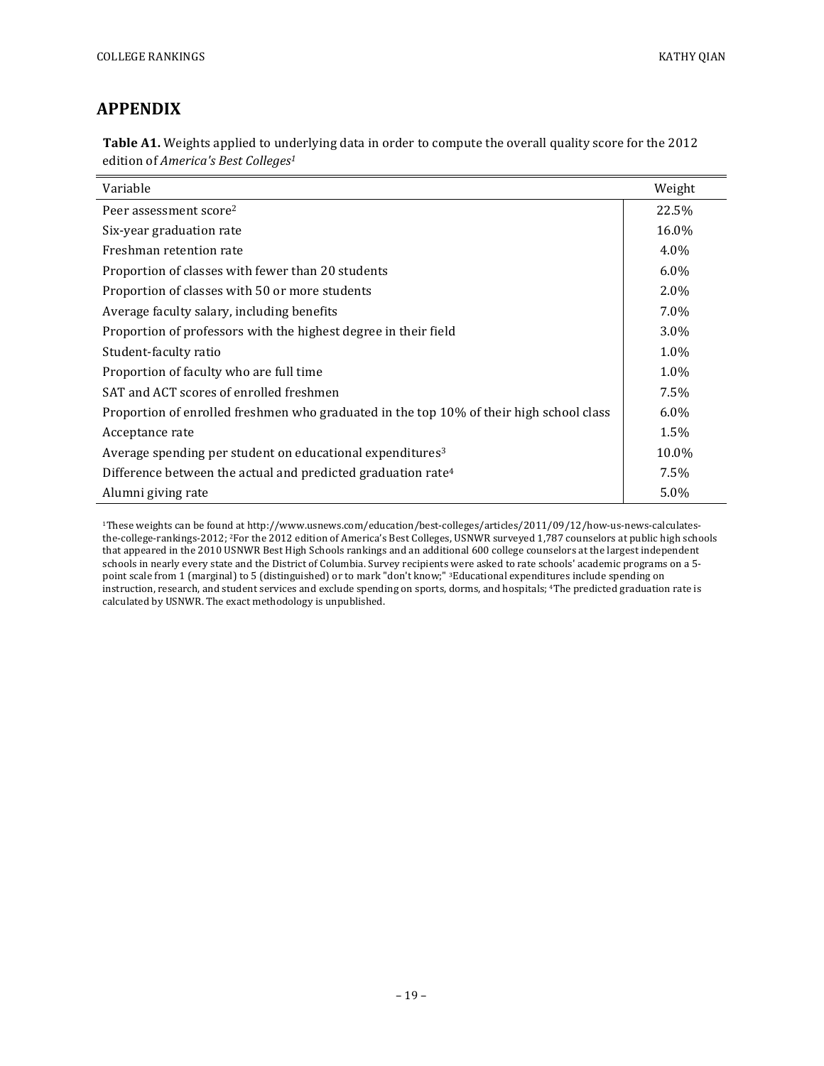## APPENDIX

**Table A1.** Weights applied to underlying data in order to compute the overall quality score for the 2012 edition of *America's Best Colleges*[1]

| Variable | Weight |
|---|---|
| Peer assessment score[2] | 22.5% |
| Six-year graduation rate | 16.0% |
| Freshman retention rate | 4.0% |
| Proportion of classes with fewer than 20 students | 6.0% |
| Proportion of classes with 50 or more students | 2.0% |
| Average faculty salary, including benefits | 7.0% |
| Proportion of professors with the highest degree in their field | 3.0% |
| Student-faculty ratio | 1.0% |
| Proportion of faculty who are full time | 1.0% |
| SAT and ACT scores of enrolled freshmen | 7.5% |
| Proportion of enrolled freshmen who graduated in the top 10% of their high school class | 6.0% |
| Acceptance rate | 1.5% |
| Average spending per student on educational expenditures[3] | 10.0% |
| Difference between the actual and predicted graduation rate[4] | 7.5% |
| Alumni giving rate | 5.0% |

[1]These weights can be found at http://www.usnews.com/education/best-colleges/articles/2011/09/12/how-us-news-calculates-the-college-rankings-2012; [2]For the 2012 edition of America's Best Colleges, USNWR surveyed 1,787 counselors at public high schools that appeared in the 2010 USNWR Best High Schools rankings and an additional 600 college counselors at the largest independent schools in nearly every state and the District of Columbia. Survey recipients were asked to rate schools' academic programs on a 5-point scale from 1 (marginal) to 5 (distinguished) or to mark "don't know;" [3]Educational expenditures include spending on instruction, research, and student services and exclude spending on sports, dorms, and hospitals; [4]The predicted graduation rate is calculated by USNWR. The exact methodology is unpublished.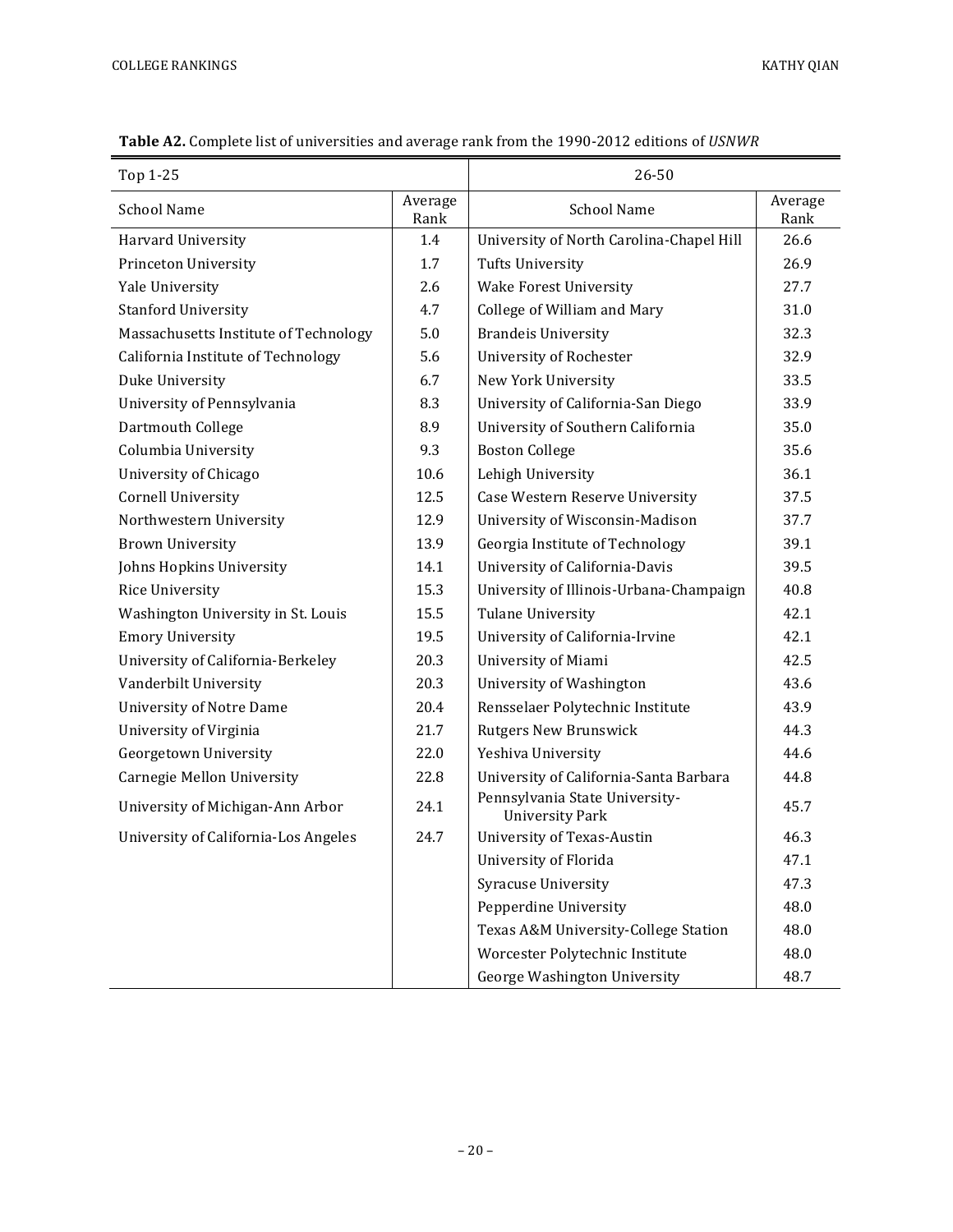**Table A2.** Complete list of universities and average rank from the 1990-2012 editions of *USNWR*

| Top 1-25 | | 26-50 | |
|---|---|---|---|
| School Name | Average Rank | School Name | Average Rank |
| Harvard University | 1.4 | University of North Carolina-Chapel Hill | 26.6 |
| Princeton University | 1.7 | Tufts University | 26.9 |
| Yale University | 2.6 | Wake Forest University | 27.7 |
| Stanford University | 4.7 | College of William and Mary | 31.0 |
| Massachusetts Institute of Technology | 5.0 | Brandeis University | 32.3 |
| California Institute of Technology | 5.6 | University of Rochester | 32.9 |
| Duke University | 6.7 | New York University | 33.5 |
| University of Pennsylvania | 8.3 | University of California-San Diego | 33.9 |
| Dartmouth College | 8.9 | University of Southern California | 35.0 |
| Columbia University | 9.3 | Boston College | 35.6 |
| University of Chicago | 10.6 | Lehigh University | 36.1 |
| Cornell University | 12.5 | Case Western Reserve University | 37.5 |
| Northwestern University | 12.9 | University of Wisconsin-Madison | 37.7 |
| Brown University | 13.9 | Georgia Institute of Technology | 39.1 |
| Johns Hopkins University | 14.1 | University of California-Davis | 39.5 |
| Rice University | 15.3 | University of Illinois-Urbana-Champaign | 40.8 |
| Washington University in St. Louis | 15.5 | Tulane University | 42.1 |
| Emory University | 19.5 | University of California-Irvine | 42.1 |
| University of California-Berkeley | 20.3 | University of Miami | 42.5 |
| Vanderbilt University | 20.3 | University of Washington | 43.6 |
| University of Notre Dame | 20.4 | Rensselaer Polytechnic Institute | 43.9 |
| University of Virginia | 21.7 | Rutgers New Brunswick | 44.3 |
| Georgetown University | 22.0 | Yeshiva University | 44.6 |
| Carnegie Mellon University | 22.8 | University of California-Santa Barbara | 44.8 |
| University of Michigan-Ann Arbor | 24.1 | Pennsylvania State University-University Park | 45.7 |
| University of California-Los Angeles | 24.7 | University of Texas-Austin | 46.3 |
| | | University of Florida | 47.1 |
| | | Syracuse University | 47.3 |
| | | Pepperdine University | 48.0 |
| | | Texas A&M University-College Station | 48.0 |
| | | Worcester Polytechnic Institute | 48.0 |
| | | George Washington University | 48.7 |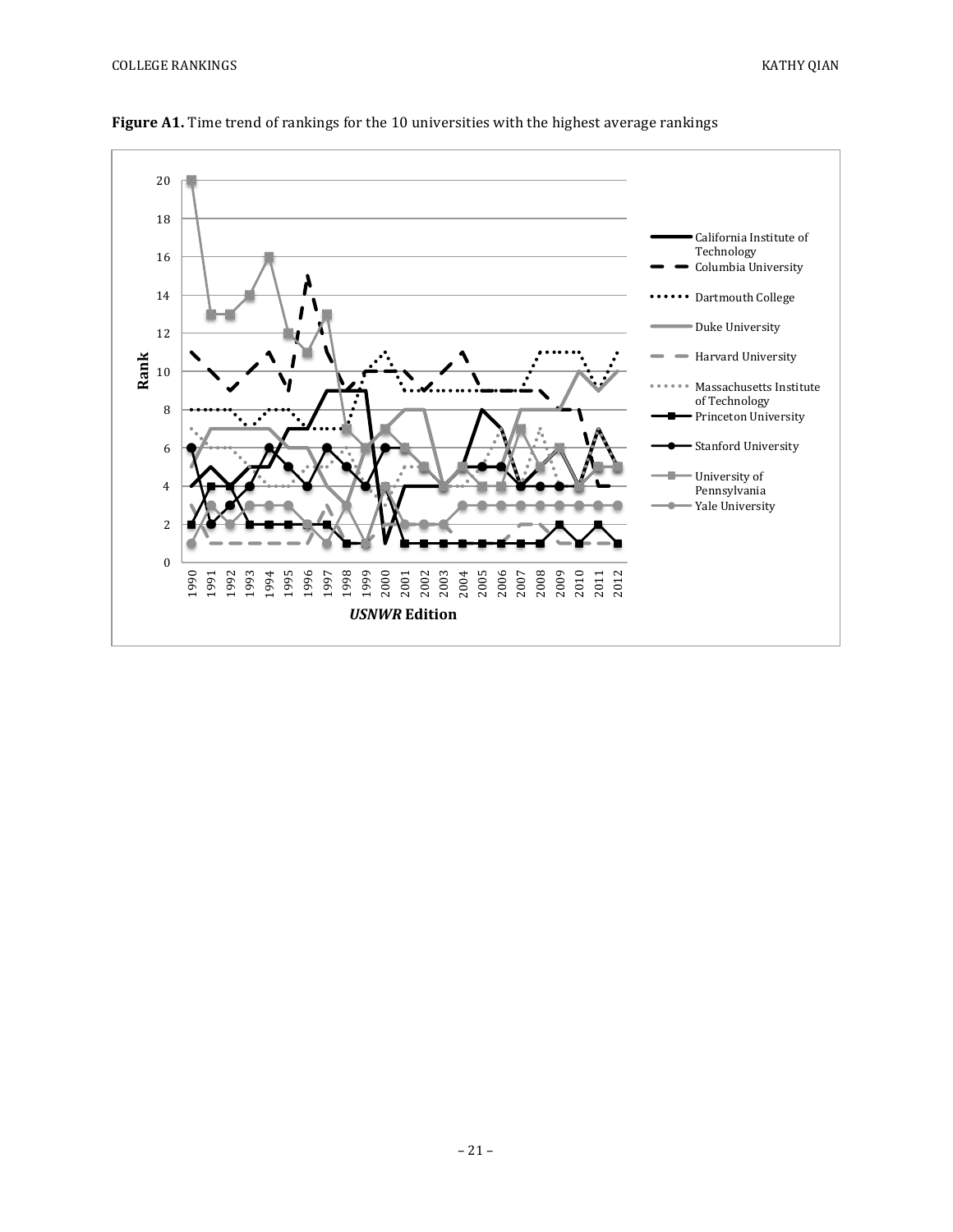**Figure A1.** Time trend of rankings for the 10 universities with the highest average rankings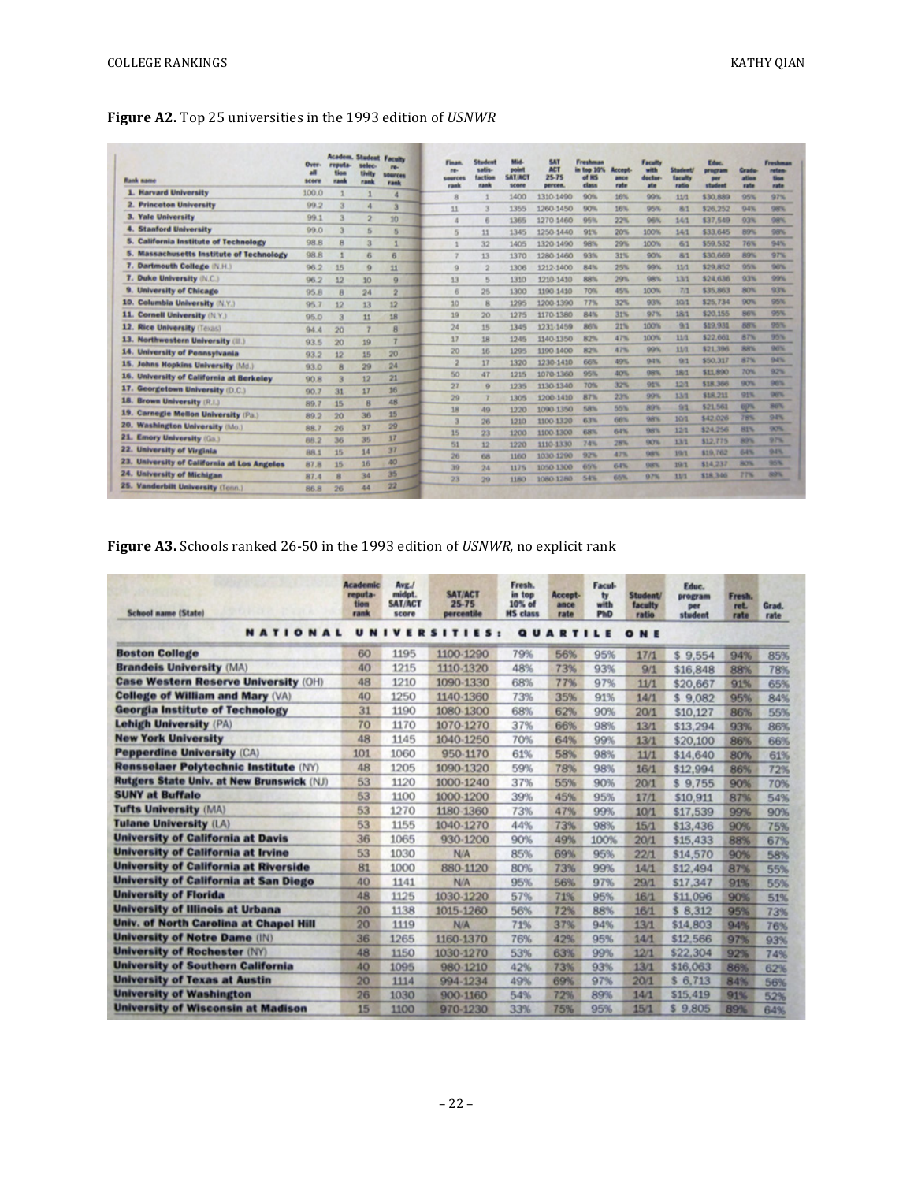**Figure A2.** Top 25 universities in the 1993 edition of *USNWR*

| Rank name | Overall score | Academ. reputation rank | Student selectivity rank | Faculty resources rank | Finan. resources rank | Student satisfaction rank | Mid-point SAT/ACT score | SAT ACT 25-75 percen. | Freshman in top 10% of HS class | Acceptance rate | Faculty with doctorate | Student/faculty ratio | Educ. program per student | Graduation rate | Freshman retention rate |
|---|---|---|---|---|---|---|---|---|---|---|---|---|---|---|---|
| 1. Harvard University | 100.0 | 1 | 1 | 4 | 8 | 1 | 1400 | 1310-1490 | 90% | 16% | 99% | 11/1 | $30,889 | 95% | 97% |
| 2. Princeton University | 99.2 | 3 | 4 | 3 | 11 | 3 | 1355 | 1260-1450 | 90% | 16% | 95% | 8/1 | $26,252 | 94% | 98% |
| 3. Yale University | 99.1 | 3 | 2 | 10 | 4 | 6 | 1365 | 1270-1460 | 95% | 22% | 96% | 14/1 | $37,549 | 93% | 98% |
| 4. Stanford University | 99.0 | 3 | 5 | 5 | 5 | 11 | 1345 | 1250-1440 | 91% | 20% | 100% | 14/1 | $33,645 | 89% | 98% |
| 5. California Institute of Technology | 98.8 | 8 | 3 | 1 | 1 | 32 | 1405 | 1320-1490 | 98% | 29% | 100% | 6/1 | $59,532 | 76% | 94% |
| 5. Massachusetts Institute of Technology | 98.8 | 1 | 6 | 6 | 7 | 13 | 1370 | 1280-1460 | 93% | 31% | 90% | 8/1 | $30,669 | 89% | 97% |
| 7. Dartmouth College (N.H.) | 96.2 | 15 | 9 | 11 | 9 | 2 | 1306 | 1212-1400 | 84% | 25% | 99% | 11/1 | $29,852 | 95% | 96% |
| 7. Duke University (N.C.) | 96.2 | 12 | 10 | 9 | 13 | 5 | 1310 | 1210-1410 | 88% | 29% | 98% | 13/1 | $24,636 | 93% | 99% |
| 9. University of Chicago | 95.8 | 8 | 24 | 2 | 6 | 25 | 1300 | 1190-1410 | 70% | 45% | 100% | 7/1 | $35,863 | 80% | 93% |
| 10. Columbia University (N.Y.) | 95.7 | 12 | 13 | 12 | 10 | 8 | 1295 | 1200-1390 | 77% | 32% | 93% | 10/1 | $25,734 | 90% | 95% |
| 11. Cornell University (N.Y.) | 95.0 | 3 | 11 | 18 | 19 | 20 | 1275 | 1170-1380 | 84% | 31% | 97% | 18/1 | $20,155 | 86% | 95% |
| 12. Rice University (Texas) | 94.4 | 20 | 7 | 8 | 24 | 15 | 1345 | 1231-1459 | 86% | 21% | 100% | 9/1 | $19,931 | 88% | 95% |
| 13. Northwestern University (Ill.) | 93.5 | 20 | 19 | 7 | 17 | 18 | 1245 | 1140-1350 | 82% | 47% | 100% | 11/1 | $22,661 | 87% | 95% |
| 14. University of Pennsylvania | 93.2 | 12 | 15 | 20 | 20 | 16 | 1295 | 1190-1400 | 82% | 47% | 99% | 11/1 | $21,396 | 88% | 96% |
| 15. Johns Hopkins University (Md.) | 93.0 | 8 | 29 | 24 | 2 | 17 | 1320 | 1230-1410 | 66% | 49% | 94% | 9/1 | $50,317 | 87% | 94% |
| 16. University of California at Berkeley | 90.8 | 3 | 12 | 21 | 50 | 47 | 1215 | 1070-1360 | 95% | 40% | 98% | 18/1 | $11,890 | 70% | 92% |
| 17. Georgetown University (D.C.) | 90.7 | 31 | 17 | 16 | 27 | 9 | 1235 | 1130-1340 | 70% | 32% | 91% | 12/1 | $18,366 | 90% | 96% |
| 18. Brown University (R.I.) | 89.7 | 15 | 8 | 48 | 29 | 7 | 1305 | 1200-1410 | 87% | 23% | 99% | 13/1 | $18,211 | 91% | 96% |
| 19. Carnegie Mellon University (Pa.) | 89.2 | 20 | 36 | 15 | 18 | 49 | 1220 | 1090-1350 | 58% | 55% | 89% | 9/1 | $21,561 | 69% | 86% |
| 20. Washington University (Mo.) | 88.7 | 26 | 37 | 29 | 3 | 26 | 1210 | 1100-1320 | 63% | 66% | 98% | 10/1 | $42,026 | 78% | 94% |
| 21. Emory University (Ga.) | 88.2 | 36 | 35 | 17 | 15 | 23 | 1200 | 1100-1300 | 68% | 64% | 98% | 12/1 | $24,256 | 81% | 90% |
| 22. University of Virginia | 88.1 | 15 | 14 | 37 | 51 | 12 | 1220 | 1110-1330 | 74% | 28% | 90% | 13/1 | $12,775 | 89% | 97% |
| 23. University of California at Los Angeles | 87.8 | 15 | 16 | 40 | 26 | 68 | 1160 | 1030-1290 | 92% | 47% | 98% | 19/1 | $19,762 | 64% | 94% |
| 24. University of Michigan | 87.4 | 8 | 34 | 35 | 39 | 24 | 1175 | 1050-1300 | 65% | 64% | 98% | 19/1 | $14,237 | 80% | 95% |
| 25. Vanderbilt University (Tenn.) | 86.8 | 26 | 44 | 22 | 23 | 29 | 1180 | 1080-1280 | 54% | 65% | 97% | 11/1 | $18,346 | 77% | 89% |

**Figure A3.** Schools ranked 26-50 in the 1993 edition of *USNWR*, no explicit rank

| School name (State) | Academic reputation rank | Avg./midpt. SAT/ACT score | SAT/ACT 25-75 percentile | Fresh. in top 10% of HS class | Acceptance rate | Faculty with PhD | Student/faculty ratio | Educ. program per student | Fresh. ret. rate | Grad. rate |
|---|---|---|---|---|---|---|---|---|---|---|
| **NATIONAL UNIVERSITIES: QUARTILE ONE** | | | | | | | | | | |
| Boston College | 60 | 1195 | 1100-1290 | 79% | 56% | 95% | 17/1 | $ 9,554 | 94% | 85% |
| Brandeis University (MA) | 40 | 1215 | 1110-1320 | 48% | 73% | 93% | 9/1 | $16,848 | 88% | 78% |
| Case Western Reserve University (OH) | 48 | 1210 | 1090-1330 | 68% | 77% | 97% | 11/1 | $20,667 | 91% | 65% |
| College of William and Mary (VA) | 40 | 1250 | 1140-1360 | 73% | 35% | 91% | 14/1 | $ 9,082 | 95% | 84% |
| Georgia Institute of Technology | 31 | 1190 | 1080-1300 | 68% | 62% | 90% | 20/1 | $10,127 | 86% | 55% |
| Lehigh University (PA) | 70 | 1170 | 1070-1270 | 37% | 66% | 98% | 13/1 | $13,294 | 93% | 86% |
| New York University | 48 | 1145 | 1040-1250 | 70% | 64% | 99% | 13/1 | $20,100 | 86% | 66% |
| Pepperdine University (CA) | 101 | 1060 | 950-1170 | 61% | 58% | 98% | 11/1 | $14,640 | 80% | 61% |
| Rensselaer Polytechnic Institute (NY) | 48 | 1205 | 1090-1320 | 59% | 78% | 98% | 16/1 | $12,994 | 86% | 72% |
| Rutgers State Univ. at New Brunswick (NJ) | 53 | 1120 | 1000-1240 | 37% | 55% | 90% | 20/1 | $ 9,755 | 90% | 70% |
| SUNY at Buffalo | 53 | 1100 | 1000-1200 | 39% | 45% | 95% | 17/1 | $10,911 | 87% | 54% |
| Tufts University (MA) | 53 | 1270 | 1180-1360 | 73% | 47% | 99% | 10/1 | $17,539 | 99% | 90% |
| Tulane University (LA) | 53 | 1155 | 1040-1270 | 44% | 73% | 98% | 15/1 | $13,436 | 90% | 75% |
| University of California at Davis | 36 | 1065 | 930-1200 | 90% | 49% | 100% | 20/1 | $15,433 | 88% | 67% |
| University of California at Irvine | 53 | 1030 | N/A | 85% | 69% | 95% | 22/1 | $14,570 | 90% | 58% |
| University of California at Riverside | 81 | 1000 | 880-1120 | 80% | 73% | 99% | 14/1 | $12,494 | 87% | 55% |
| University of California at San Diego | 40 | 1141 | N/A | 95% | 56% | 97% | 29/1 | $17,347 | 91% | 55% |
| University of Florida | 48 | 1125 | 1030-1220 | 57% | 71% | 95% | 16/1 | $11,096 | 90% | 51% |
| University of Illinois at Urbana | 20 | 1138 | 1015-1260 | 56% | 72% | 88% | 16/1 | $ 8,312 | 95% | 73% |
| Univ. of North Carolina at Chapel Hill | 20 | 1119 | N/A | 71% | 37% | 94% | 13/1 | $14,803 | 94% | 76% |
| University of Notre Dame (IN) | 36 | 1265 | 1160-1370 | 76% | 42% | 95% | 14/1 | $12,566 | 97% | 93% |
| University of Rochester (NY) | 48 | 1150 | 1030-1270 | 53% | 63% | 99% | 12/1 | $22,304 | 92% | 74% |
| University of Southern California | 40 | 1095 | 980-1210 | 42% | 73% | 93% | 13/1 | $16,063 | 86% | 62% |
| University of Texas at Austin | 20 | 1114 | 994-1234 | 49% | 69% | 97% | 20/1 | $ 6,713 | 84% | 56% |
| University of Washington | 26 | 1030 | 900-1160 | 54% | 72% | 89% | 14/1 | $15,419 | 91% | 52% |
| University of Wisconsin at Madison | 15 | 1100 | 970-1230 | 33% | 75% | 95% | 15/1 | $ 9,805 | 89% | 64% |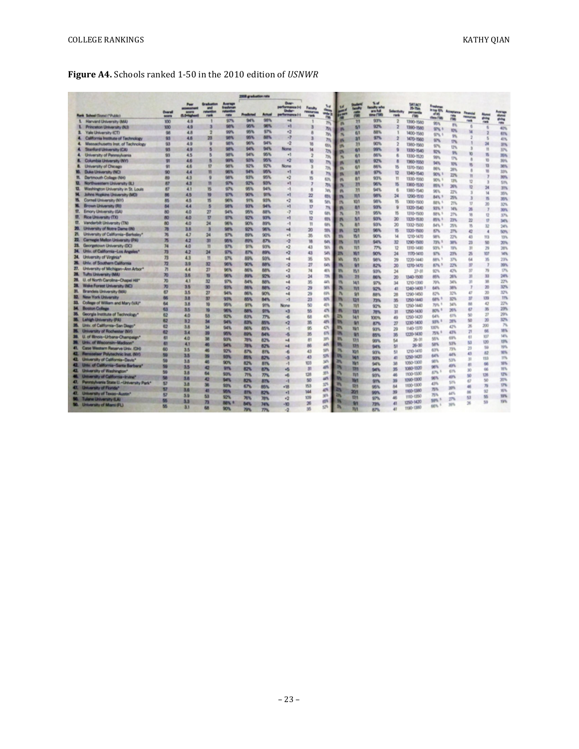**Figure A4.** Schools ranked 1-50 in the 2010 edition of *USNWR*